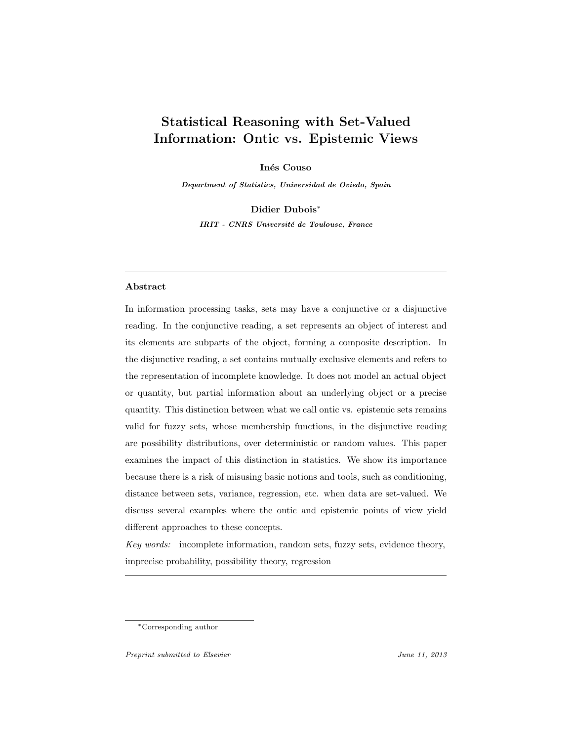# Statistical Reasoning with Set-Valued Information: Ontic vs. Epistemic Views

**Inés Couso**

*Department of Statistics, Universidad de Oviedo, Spain*

**Didier Dubois**[*]

*IRIT - CNRS Université de Toulouse, France*

---

## Abstract

In information processing tasks, sets may have a conjunctive or a disjunctive reading. In the conjunctive reading, a set represents an object of interest and its elements are subparts of the object, forming a composite description. In the disjunctive reading, a set contains mutually exclusive elements and refers to the representation of incomplete knowledge. It does not model an actual object or quantity, but partial information about an underlying object or a precise quantity. This distinction between what we call ontic vs. epistemic sets remains valid for fuzzy sets, whose membership functions, in the disjunctive reading are possibility distributions, over deterministic or random values. This paper examines the impact of this distinction in statistics. We show its importance because there is a risk of misusing basic notions and tools, such as conditioning, distance between sets, variance, regression, etc. when data are set-valued. We discuss several examples where the ontic and epistemic points of view yield different approaches to these concepts.

*Key words:* incomplete information, random sets, fuzzy sets, evidence theory, imprecise probability, possibility theory, regression

---

[*] Corresponding author

*Preprint submitted to Elsevier* *June 11, 2013*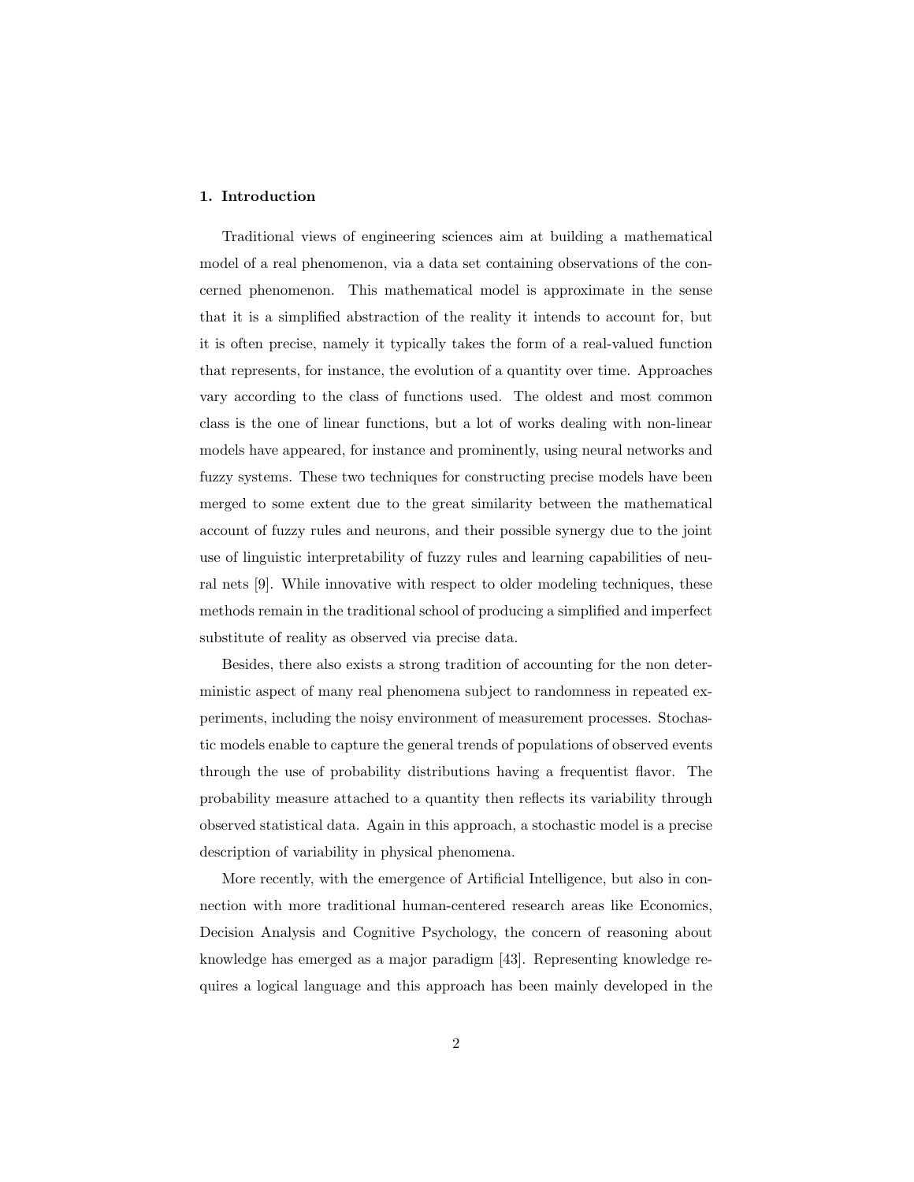## 1. Introduction

Traditional views of engineering sciences aim at building a mathematical model of a real phenomenon, via a data set containing observations of the concerned phenomenon. This mathematical model is approximate in the sense that it is a simplified abstraction of the reality it intends to account for, but it is often precise, namely it typically takes the form of a real-valued function that represents, for instance, the evolution of a quantity over time. Approaches vary according to the class of functions used. The oldest and most common class is the one of linear functions, but a lot of works dealing with non-linear models have appeared, for instance and prominently, using neural networks and fuzzy systems. These two techniques for constructing precise models have been merged to some extent due to the great similarity between the mathematical account of fuzzy rules and neurons, and their possible synergy due to the joint use of linguistic interpretability of fuzzy rules and learning capabilities of neural nets [9]. While innovative with respect to older modeling techniques, these methods remain in the traditional school of producing a simplified and imperfect substitute of reality as observed via precise data.

Besides, there also exists a strong tradition of accounting for the non deterministic aspect of many real phenomena subject to randomness in repeated experiments, including the noisy environment of measurement processes. Stochastic models enable to capture the general trends of populations of observed events through the use of probability distributions having a frequentist flavor. The probability measure attached to a quantity then reflects its variability through observed statistical data. Again in this approach, a stochastic model is a precise description of variability in physical phenomena.

More recently, with the emergence of Artificial Intelligence, but also in connection with more traditional human-centered research areas like Economics, Decision Analysis and Cognitive Psychology, the concern of reasoning about knowledge has emerged as a major paradigm [43]. Representing knowledge requires a logical language and this approach has been mainly developed in the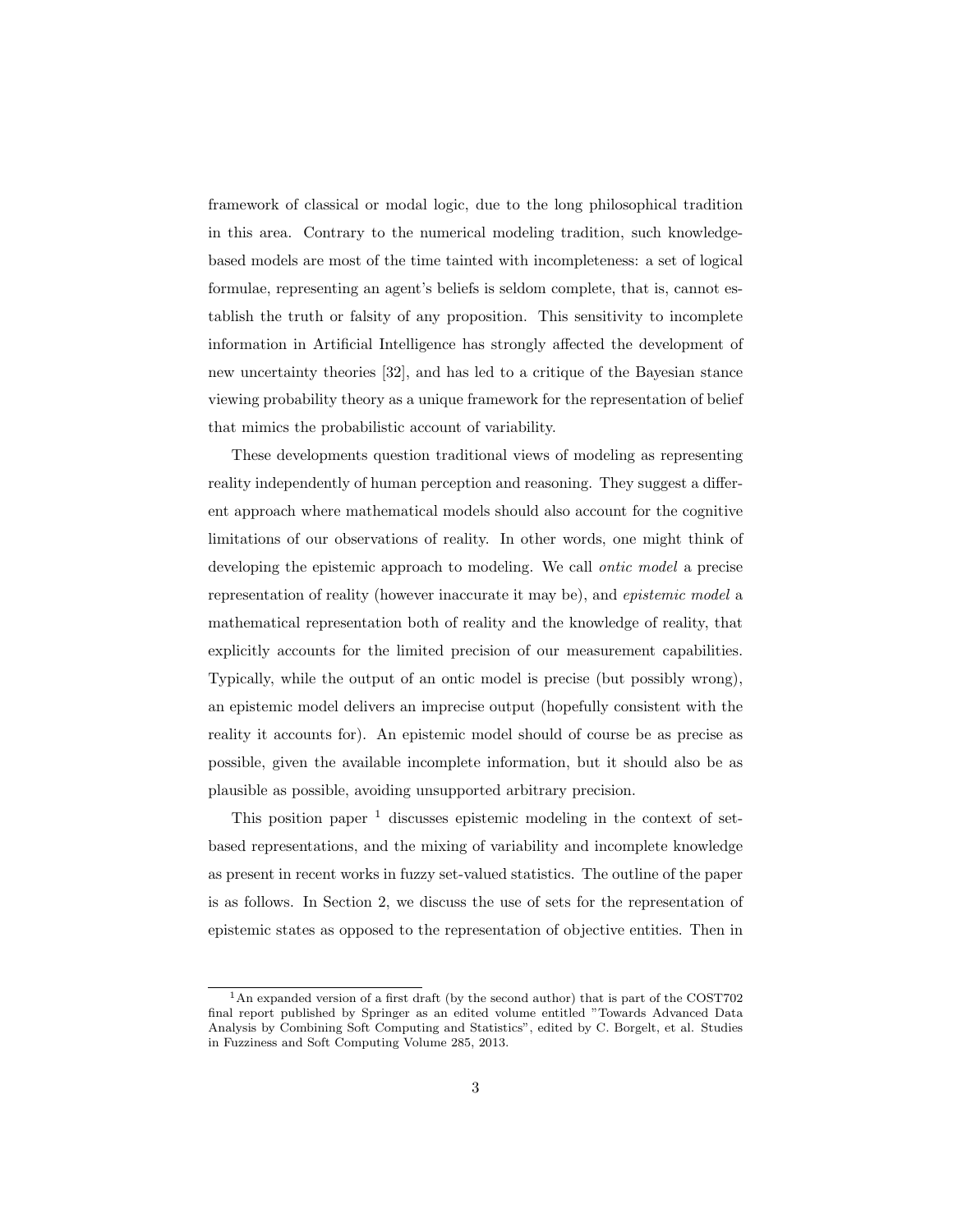framework of classical or modal logic, due to the long philosophical tradition in this area. Contrary to the numerical modeling tradition, such knowledge-based models are most of the time tainted with incompleteness: a set of logical formulae, representing an agent's beliefs is seldom complete, that is, cannot establish the truth or falsity of any proposition. This sensitivity to incomplete information in Artificial Intelligence has strongly affected the development of new uncertainty theories [32], and has led to a critique of the Bayesian stance viewing probability theory as a unique framework for the representation of belief that mimics the probabilistic account of variability.

These developments question traditional views of modeling as representing reality independently of human perception and reasoning. They suggest a different approach where mathematical models should also account for the cognitive limitations of our observations of reality. In other words, one might think of developing the epistemic approach to modeling. We call *ontic model* a precise representation of reality (however inaccurate it may be), and *epistemic model* a mathematical representation both of reality and the knowledge of reality, that explicitly accounts for the limited precision of our measurement capabilities. Typically, while the output of an ontic model is precise (but possibly wrong), an epistemic model delivers an imprecise output (hopefully consistent with the reality it accounts for). An epistemic model should of course be as precise as possible, given the available incomplete information, but it should also be as plausible as possible, avoiding unsupported arbitrary precision.

This position paper [1] discusses epistemic modeling in the context of set-based representations, and the mixing of variability and incomplete knowledge as present in recent works in fuzzy set-valued statistics. The outline of the paper is as follows. In Section 2, we discuss the use of sets for the representation of epistemic states as opposed to the representation of objective entities. Then in

---

[1] An expanded version of a first draft (by the second author) that is part of the COST702 final report published by Springer as an edited volume entitled "Towards Advanced Data Analysis by Combining Soft Computing and Statistics", edited by C. Borgelt, et al. Studies in Fuzziness and Soft Computing Volume 285, 2013.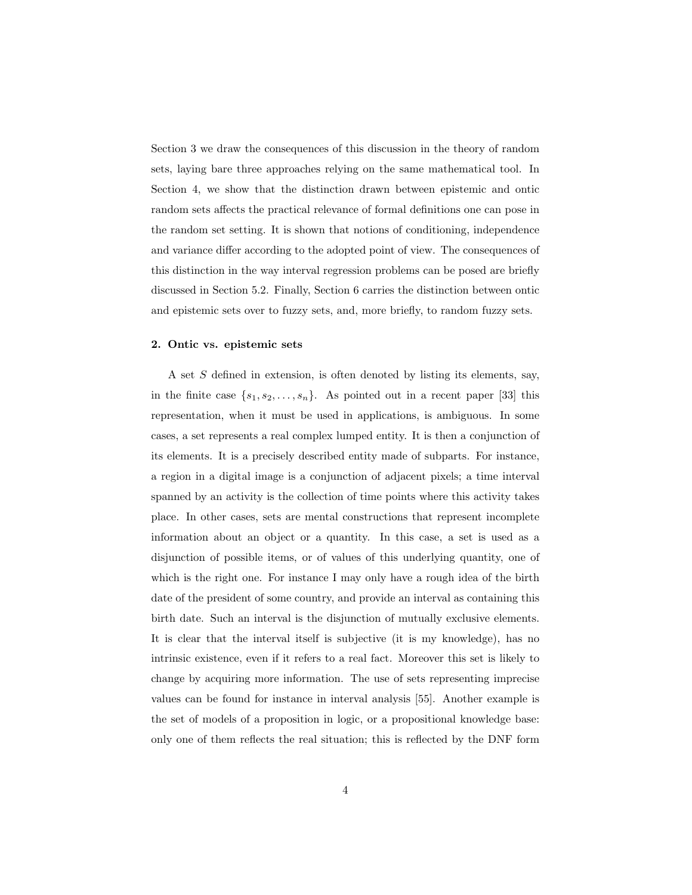Section 3 we draw the consequences of this discussion in the theory of random sets, laying bare three approaches relying on the same mathematical tool. In Section 4, we show that the distinction drawn between epistemic and ontic random sets affects the practical relevance of formal definitions one can pose in the random set setting. It is shown that notions of conditioning, independence and variance differ according to the adopted point of view. The consequences of this distinction in the way interval regression problems can be posed are briefly discussed in Section 5.2. Finally, Section 6 carries the distinction between ontic and epistemic sets over to fuzzy sets, and, more briefly, to random fuzzy sets.

## 2. Ontic vs. epistemic sets

A set $S$ defined in extension, is often denoted by listing its elements, say, in the finite case $\{s_1, s_2, \ldots, s_n\}$. As pointed out in a recent paper [33] this representation, when it must be used in applications, is ambiguous. In some cases, a set represents a real complex lumped entity. It is then a conjunction of its elements. It is a precisely described entity made of subparts. For instance, a region in a digital image is a conjunction of adjacent pixels; a time interval spanned by an activity is the collection of time points where this activity takes place. In other cases, sets are mental constructions that represent incomplete information about an object or a quantity. In this case, a set is used as a disjunction of possible items, or of values of this underlying quantity, one of which is the right one. For instance I may only have a rough idea of the birth date of the president of some country, and provide an interval as containing this birth date. Such an interval is the disjunction of mutually exclusive elements. It is clear that the interval itself is subjective (it is my knowledge), has no intrinsic existence, even if it refers to a real fact. Moreover this set is likely to change by acquiring more information. The use of sets representing imprecise values can be found for instance in interval analysis [55]. Another example is the set of models of a proposition in logic, or a propositional knowledge base: only one of them reflects the real situation; this is reflected by the DNF form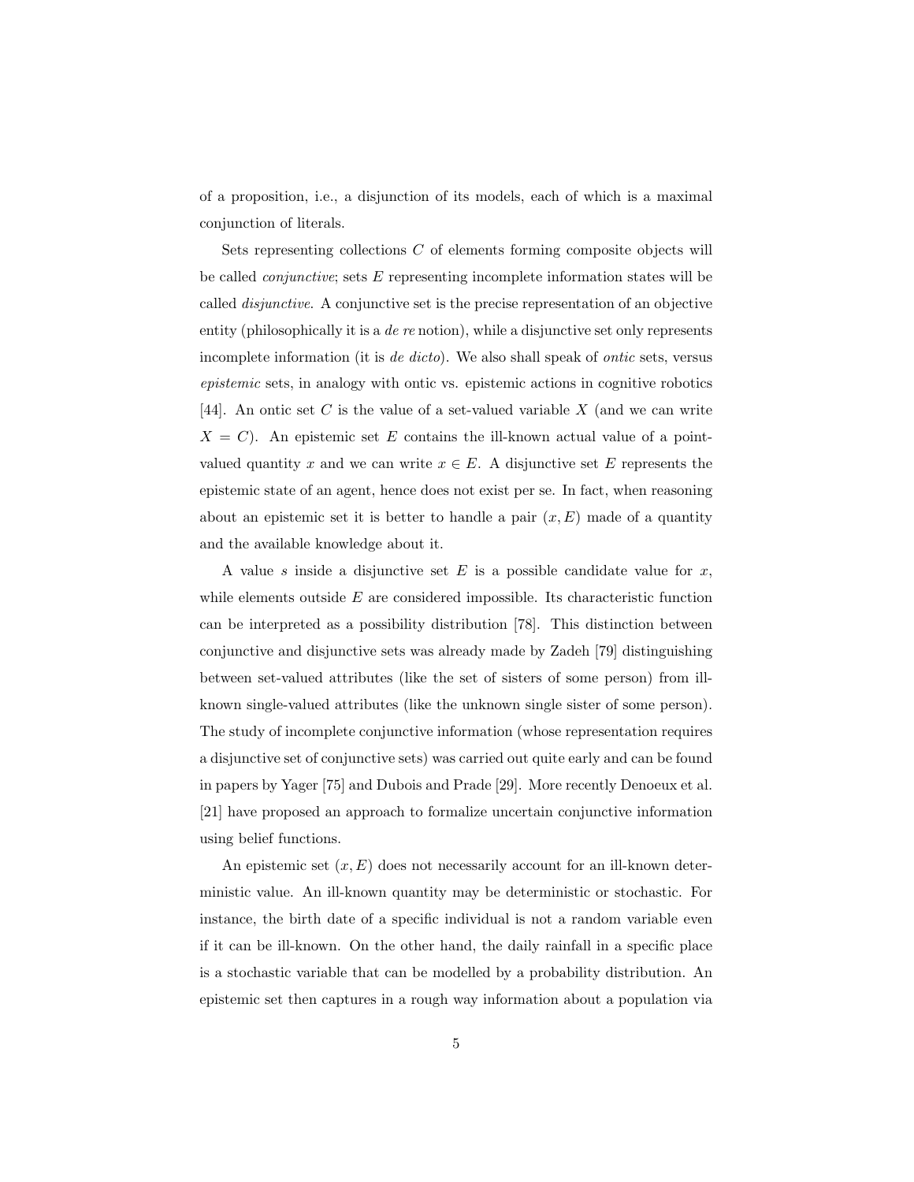of a proposition, i.e., a disjunction of its models, each of which is a maximal conjunction of literals.

Sets representing collections $C$ of elements forming composite objects will be called *conjunctive*; sets $E$ representing incomplete information states will be called *disjunctive*. A conjunctive set is the precise representation of an objective entity (philosophically it is a *de re* notion), while a disjunctive set only represents incomplete information (it is *de dicto*). We also shall speak of *ontic* sets, versus *epistemic* sets, in analogy with ontic vs. epistemic actions in cognitive robotics [44]. An ontic set $C$ is the value of a set-valued variable $X$ (and we can write $X = C$). An epistemic set $E$ contains the ill-known actual value of a point-valued quantity $x$ and we can write $x \in E$. A disjunctive set $E$ represents the epistemic state of an agent, hence does not exist per se. In fact, when reasoning about an epistemic set it is better to handle a pair $(x, E)$ made of a quantity and the available knowledge about it.

A value $s$ inside a disjunctive set $E$ is a possible candidate value for $x$, while elements outside $E$ are considered impossible. Its characteristic function can be interpreted as a possibility distribution [78]. This distinction between conjunctive and disjunctive sets was already made by Zadeh [79] distinguishing between set-valued attributes (like the set of sisters of some person) from ill-known single-valued attributes (like the unknown single sister of some person). The study of incomplete conjunctive information (whose representation requires a disjunctive set of conjunctive sets) was carried out quite early and can be found in papers by Yager [75] and Dubois and Prade [29]. More recently Denoeux et al. [21] have proposed an approach to formalize uncertain conjunctive information using belief functions.

An epistemic set $(x, E)$ does not necessarily account for an ill-known deterministic value. An ill-known quantity may be deterministic or stochastic. For instance, the birth date of a specific individual is not a random variable even if it can be ill-known. On the other hand, the daily rainfall in a specific place is a stochastic variable that can be modelled by a probability distribution. An epistemic set then captures in a rough way information about a population via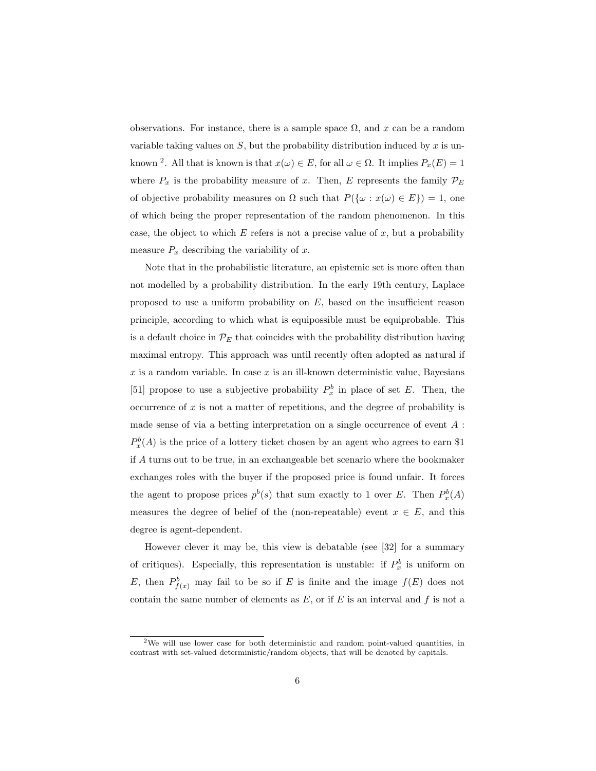observations. For instance, there is a sample space $\Omega$, and $x$ can be a random variable taking values on $S$, but the probability distribution induced by $x$ is unknown [2]. All that is known is that $x(\omega) \in E$, for all $\omega \in \Omega$. It implies $P_x(E) = 1$ where $P_x$ is the probability measure of $x$. Then, $E$ represents the family $\mathcal{P}_E$ of objective probability measures on $\Omega$ such that $P(\{\omega : x(\omega) \in E\}) = 1$, one of which being the proper representation of the random phenomenon. In this case, the object to which $E$ refers is not a precise value of $x$, but a probability measure $P_x$ describing the variability of $x$.

Note that in the probabilistic literature, an epistemic set is more often than not modelled by a probability distribution. In the early 19th century, Laplace proposed to use a uniform probability on $E$, based on the insufficient reason principle, according to which what is equipossible must be equiprobable. This is a default choice in $\mathcal{P}_E$ that coincides with the probability distribution having maximal entropy. This approach was until recently often adopted as natural if $x$ is a random variable. In case $x$ is an ill-known deterministic value, Bayesians [51] propose to use a subjective probability $P^b_x$ in place of set $E$. Then, the occurrence of $x$ is not a matter of repetitions, and the degree of probability is made sense of via a betting interpretation on a single occurrence of event $A$ : $P^b_x(A)$ is the price of a lottery ticket chosen by an agent who agrees to earn \$1 if $A$ turns out to be true, in an exchangeable bet scenario where the bookmaker exchanges roles with the buyer if the proposed price is found unfair. It forces the agent to propose prices $p^b(s)$ that sum exactly to 1 over $E$. Then $P^b_x(A)$ measures the degree of belief of the (non-repeatable) event $x \in E$, and this degree is agent-dependent.

However clever it may be, this view is debatable (see [32] for a summary of critiques). Especially, this representation is unstable: if $P^b_x$ is uniform on $E$, then $P^b_{f(x)}$ may fail to be so if $E$ is finite and the image $f(E)$ does not contain the same number of elements as $E$, or if $E$ is an interval and $f$ is not a

[2] We will use lower case for both deterministic and random point-valued quantities, in contrast with set-valued deterministic/random objects, that will be denoted by capitals.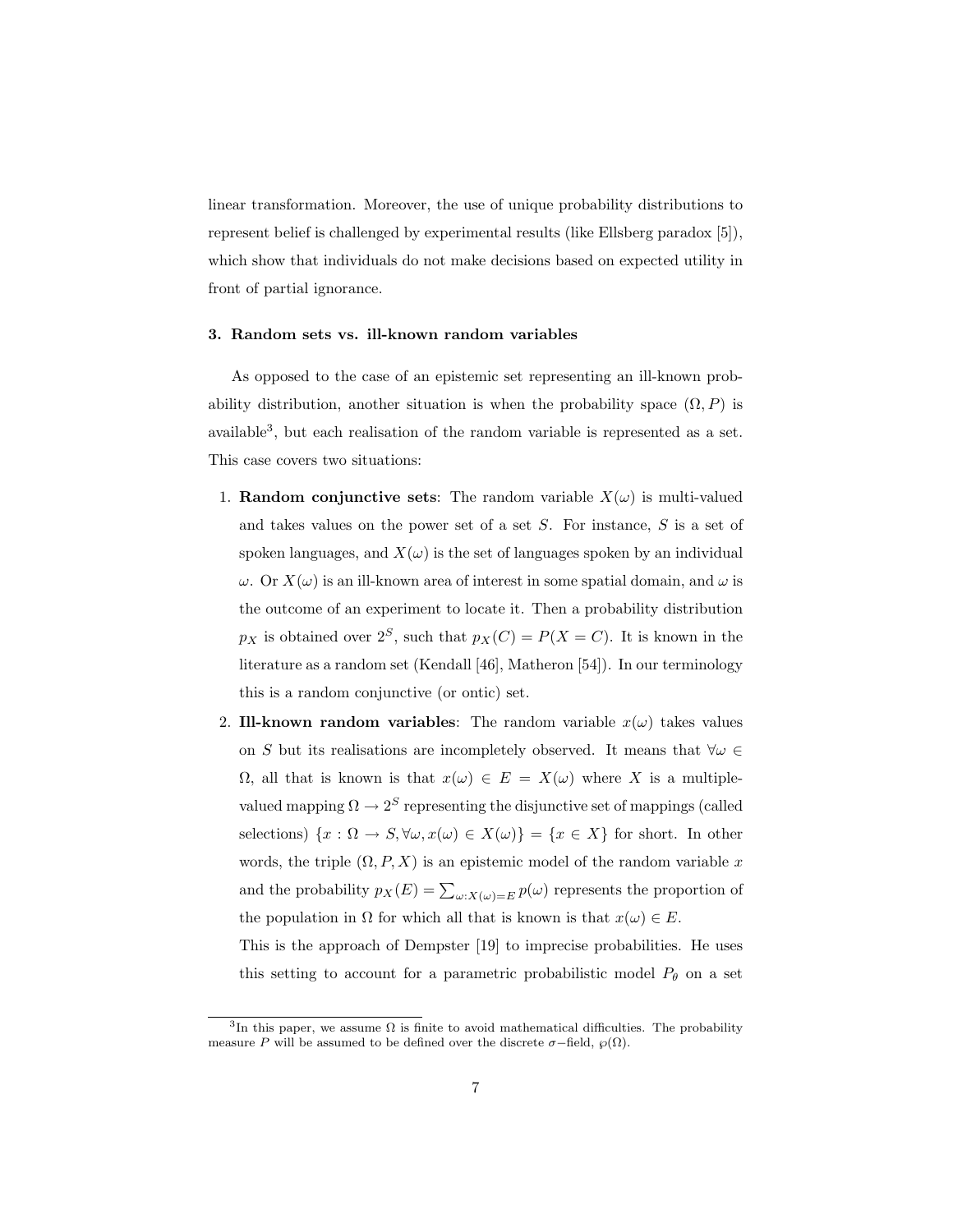linear transformation. Moreover, the use of unique probability distributions to represent belief is challenged by experimental results (like Ellsberg paradox [5]), which show that individuals do not make decisions based on expected utility in front of partial ignorance.

### 3. Random sets vs. ill-known random variables

As opposed to the case of an epistemic set representing an ill-known probability distribution, another situation is when the probability space $(\Omega, P)$ is available[3], but each realisation of the random variable is represented as a set. This case covers two situations:

1. **Random conjunctive sets**: The random variable $X(\omega)$ is multi-valued and takes values on the power set of a set $S$. For instance, $S$ is a set of spoken languages, and $X(\omega)$ is the set of languages spoken by an individual $\omega$. Or $X(\omega)$ is an ill-known area of interest in some spatial domain, and $\omega$ is the outcome of an experiment to locate it. Then a probability distribution $p_X$ is obtained over $2^S$, such that $p_X(C) = P(X = C)$. It is known in the literature as a random set (Kendall [46], Matheron [54]). In our terminology this is a random conjunctive (or ontic) set.
2. **Ill-known random variables**: The random variable $x(\omega)$ takes values on $S$ but its realisations are incompletely observed. It means that $\forall \omega \in \Omega$, all that is known is that $x(\omega) \in E = X(\omega)$ where $X$ is a multiple-valued mapping $\Omega \to 2^S$ representing the disjunctive set of mappings (called selections) $\{x : \Omega \to S, \forall \omega, x(\omega) \in X(\omega)\} = \{x \in X\}$ for short. In other words, the triple $(\Omega, P, X)$ is an epistemic model of the random variable $x$ and the probability $p_X(E) = \sum_{\omega : X(\omega) = E} p(\omega)$ represents the proportion of the population in $\Omega$ for which all that is known is that $x(\omega) \in E$.

   This is the approach of Dempster [19] to imprecise probabilities. He uses this setting to account for a parametric probabilistic model $P_\theta$ on a set

[3] In this paper, we assume $\Omega$ is finite to avoid mathematical difficulties. The probability measure $P$ will be assumed to be defined over the discrete $\sigma-$field, $\wp(\Omega)$.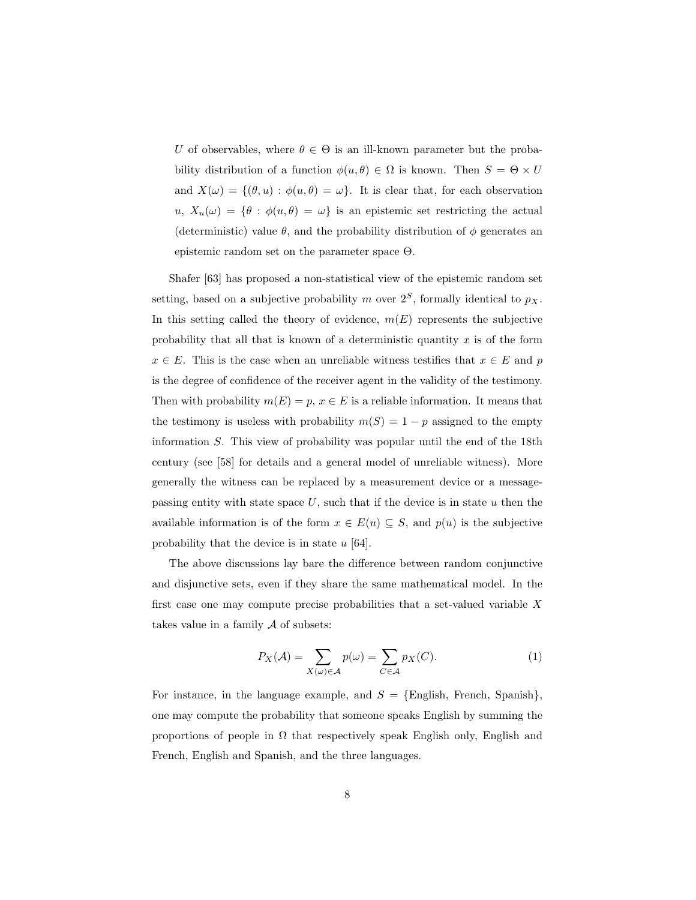$U$ of observables, where $\theta \in \Theta$ is an ill-known parameter but the probability distribution of a function $\phi(u, \theta) \in \Omega$ is known. Then $S = \Theta \times U$ and $X(\omega) = \{(\theta, u) : \phi(u, \theta) = \omega\}$. It is clear that, for each observation $u$, $X_u(\omega) = \{\theta : \phi(u, \theta) = \omega\}$ is an epistemic set restricting the actual (deterministic) value $\theta$, and the probability distribution of $\phi$ generates an epistemic random set on the parameter space $\Theta$.

Shafer [63] has proposed a non-statistical view of the epistemic random set setting, based on a subjective probability $m$ over $2^S$, formally identical to $p_X$. In this setting called the theory of evidence, $m(E)$ represents the subjective probability that all that is known of a deterministic quantity $x$ is of the form $x \in E$. This is the case when an unreliable witness testifies that $x \in E$ and $p$ is the degree of confidence of the receiver agent in the validity of the testimony. Then with probability $m(E) = p$, $x \in E$ is a reliable information. It means that the testimony is useless with probability $m(S) = 1 - p$ assigned to the empty information $S$. This view of probability was popular until the end of the 18th century (see [58] for details and a general model of unreliable witness). More generally the witness can be replaced by a measurement device or a message-passing entity with state space $U$, such that if the device is in state $u$ then the available information is of the form $x \in E(u) \subseteq S$, and $p(u)$ is the subjective probability that the device is in state $u$ [64].

The above discussions lay bare the difference between random conjunctive and disjunctive sets, even if they share the same mathematical model. In the first case one may compute precise probabilities that a set-valued variable $X$ takes value in a family $\mathcal{A}$ of subsets:

$$P_X(\mathcal{A}) = \sum_{X(\omega) \in \mathcal{A}} p(\omega) = \sum_{C \in \mathcal{A}} p_X(C). \tag{1}$$

For instance, in the language example, and $S = \{\text{English, French, Spanish}\}$, one may compute the probability that someone speaks English by summing the proportions of people in $\Omega$ that respectively speak English only, English and French, English and Spanish, and the three languages.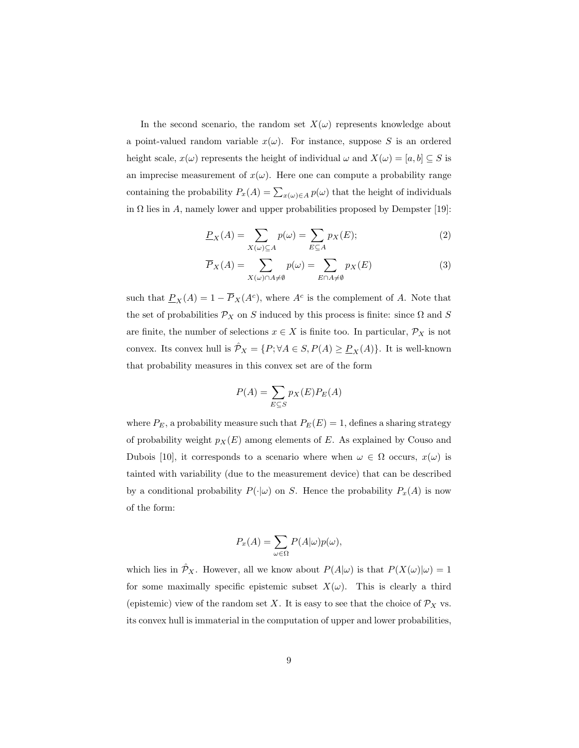In the second scenario, the random set $X(\omega)$ represents knowledge about a point-valued random variable $x(\omega)$. For instance, suppose $S$ is an ordered height scale, $x(\omega)$ represents the height of individual $\omega$ and $X(\omega) = [a, b] \subseteq S$ is an imprecise measurement of $x(\omega)$. Here one can compute a probability range containing the probability $P_x(A) = \sum_{x(\omega) \in A} p(\omega)$ that the height of individuals in $\Omega$ lies in $A$, namely lower and upper probabilities proposed by Dempster [19]:

$$\underline{P}_X(A) = \sum_{X(\omega) \subseteq A} p(\omega) = \sum_{E \subseteq A} p_X(E); \tag{2}$$

$$\overline{P}_X(A) = \sum_{X(\omega) \cap A \neq \emptyset} p(\omega) = \sum_{E \cap A \neq \emptyset} p_X(E) \tag{3}$$

such that $\underline{P}_X(A) = 1 - \overline{P}_X(A^c)$, where $A^c$ is the complement of $A$. Note that the set of probabilities $\mathcal{P}_X$ on $S$ induced by this process is finite: since $\Omega$ and $S$ are finite, the number of selections $x \in X$ is finite too. In particular, $\mathcal{P}_X$ is not convex. Its convex hull is $\hat{\mathcal{P}}_X = \{P; \forall A \in S, P(A) \geq \underline{P}_X(A)\}$. It is well-known that probability measures in this convex set are of the form

$$P(A) = \sum_{E \subseteq S} p_X(E) P_E(A)$$

where $P_E$, a probability measure such that $P_E(E) = 1$, defines a sharing strategy of probability weight $p_X(E)$ among elements of $E$. As explained by Couso and Dubois [10], it corresponds to a scenario where when $\omega \in \Omega$ occurs, $x(\omega)$ is tainted with variability (due to the measurement device) that can be described by a conditional probability $P(\cdot|\omega)$ on $S$. Hence the probability $P_x(A)$ is now of the form:

$$P_x(A) = \sum_{\omega \in \Omega} P(A|\omega) p(\omega),$$

which lies in $\hat{\mathcal{P}}_X$. However, all we know about $P(A|\omega)$ is that $P(X(\omega)|\omega) = 1$ for some maximally specific epistemic subset $X(\omega)$. This is clearly a third (epistemic) view of the random set $X$. It is easy to see that the choice of $\mathcal{P}_X$ vs. its convex hull is immaterial in the computation of upper and lower probabilities,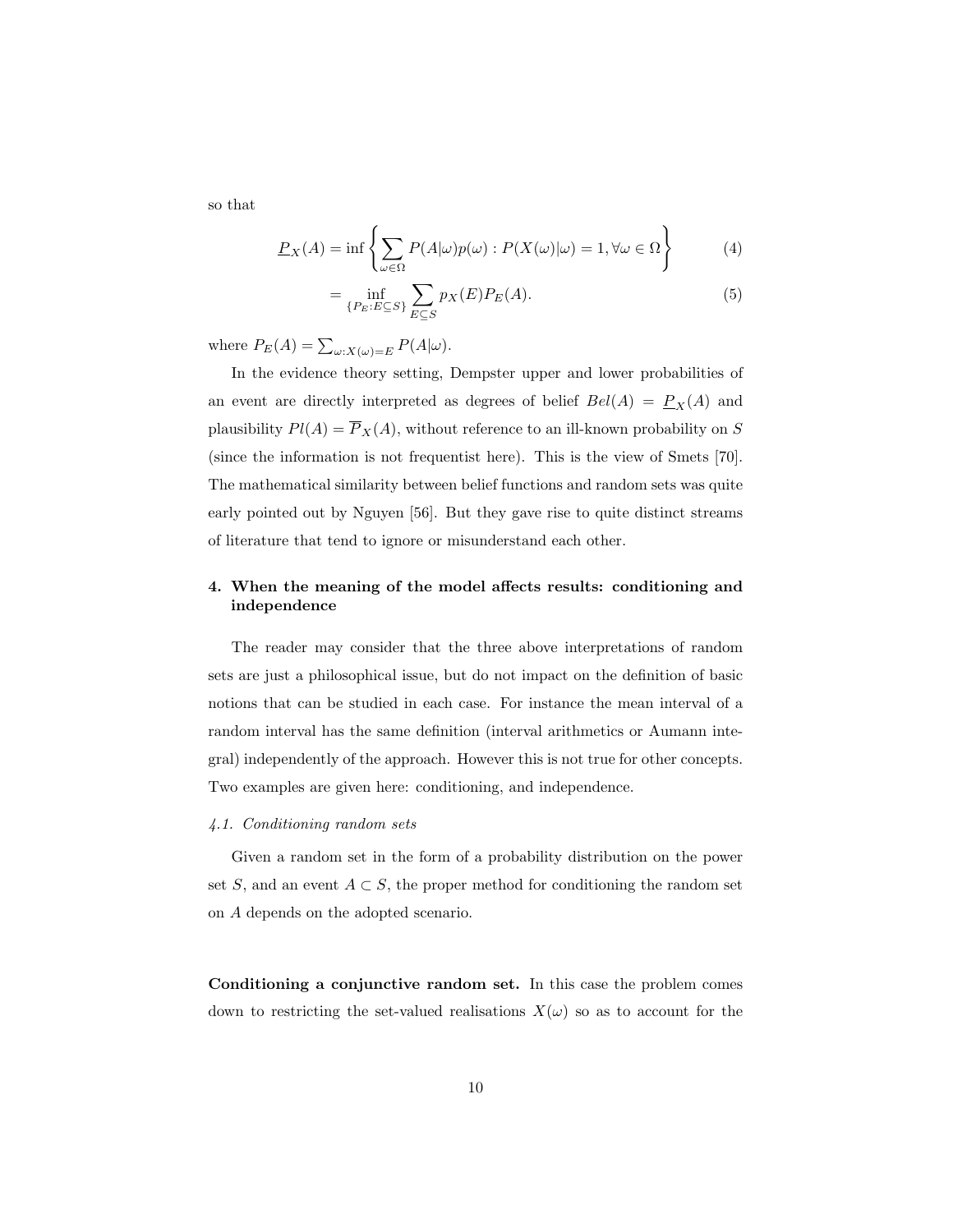so that

$$\underline{P}_X(A) = \inf \left\{ \sum_{\omega \in \Omega} P(A|\omega) p(\omega) : P(X(\omega)|\omega) = 1, \forall \omega \in \Omega \right\} \tag{4}$$

$$= \inf_{\{P_E : E \subseteq S\}} \sum_{E \subseteq S} p_X(E) P_E(A). \tag{5}$$

where $P_E(A) = \sum_{\omega : X(\omega) = E} P(A|\omega)$.

In the evidence theory setting, Dempster upper and lower probabilities of an event are directly interpreted as degrees of belief $Bel(A) = \underline{P}_X(A)$ and plausibility $Pl(A) = \overline{P}_X(A)$, without reference to an ill-known probability on $S$ (since the information is not frequentist here). This is the view of Smets [70]. The mathematical similarity between belief functions and random sets was quite early pointed out by Nguyen [56]. But they gave rise to quite distinct streams of literature that tend to ignore or misunderstand each other.

## 4. When the meaning of the model affects results: conditioning and independence

The reader may consider that the three above interpretations of random sets are just a philosophical issue, but do not impact on the definition of basic notions that can be studied in each case. For instance the mean interval of a random interval has the same definition (interval arithmetics or Aumann integral) independently of the approach. However this is not true for other concepts. Two examples are given here: conditioning, and independence.

### *4.1. Conditioning random sets*

Given a random set in the form of a probability distribution on the power set $S$, and an event $A \subset S$, the proper method for conditioning the random set on $A$ depends on the adopted scenario.

**Conditioning a conjunctive random set.** In this case the problem comes down to restricting the set-valued realisations $X(\omega)$ so as to account for the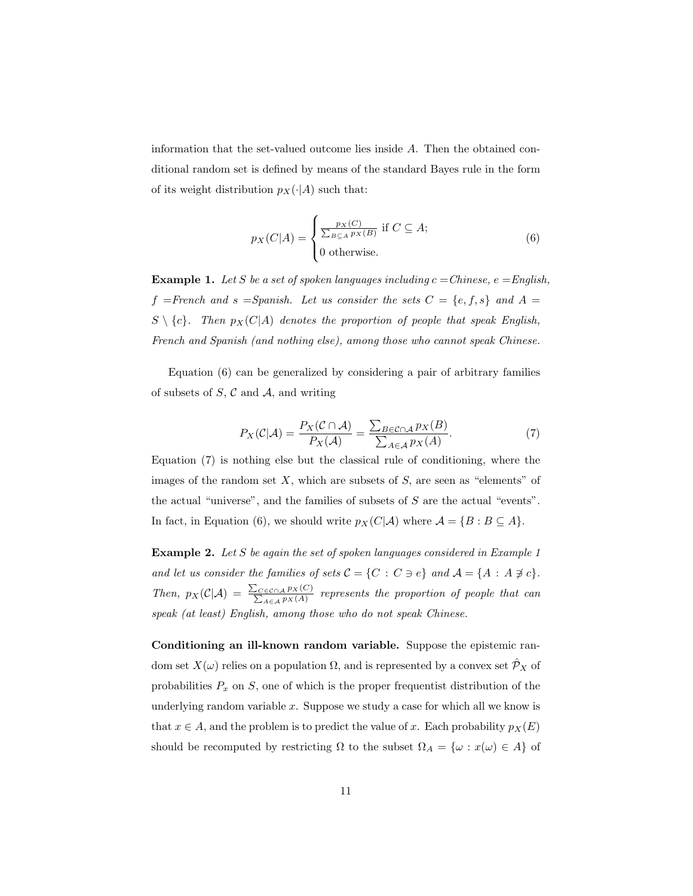information that the set-valued outcome lies inside $A$. Then the obtained conditional random set is defined by means of the standard Bayes rule in the form of its weight distribution $p_X(\cdot|A)$ such that:

$$p_X(C|A) = \begin{cases} \frac{p_X(C)}{\sum_{B \subseteq A} p_X(B)} \text{ if } C \subseteq A; \\ 0 \text{ otherwise.} \end{cases} \tag{6}$$

**Example 1.** *Let $S$ be a set of spoken languages including $c$ =Chinese, $e$ =English, $f$ =French and $s$ =Spanish. Let us consider the sets $C = \{e, f, s\}$ and $A = S \setminus \{c\}$. Then $p_X(C|A)$ denotes the proportion of people that speak English, French and Spanish (and nothing else), among those who cannot speak Chinese.*

Equation (6) can be generalized by considering a pair of arbitrary families of subsets of $S$, $\mathcal{C}$ and $\mathcal{A}$, and writing

$$P_X(\mathcal{C}|\mathcal{A}) = \frac{P_X(\mathcal{C} \cap \mathcal{A})}{P_X(\mathcal{A})} = \frac{\sum_{B \in \mathcal{C} \cap \mathcal{A}} p_X(B)}{\sum_{A \in \mathcal{A}} p_X(A)}. \tag{7}$$

Equation (7) is nothing else but the classical rule of conditioning, where the images of the random set $X$, which are subsets of $S$, are seen as "elements" of the actual "universe", and the families of subsets of $S$ are the actual "events". In fact, in Equation (6), we should write $p_X(C|\mathcal{A})$ where $\mathcal{A} = \{B : B \subseteq A\}$.

**Example 2.** *Let $S$ be again the set of spoken languages considered in Example 1 and let us consider the families of sets $\mathcal{C} = \{C : C \ni e\}$ and $\mathcal{A} = \{A : A \not\ni c\}$. Then, $p_X(\mathcal{C}|\mathcal{A}) = \frac{\sum_{C \in \mathcal{C} \cap \mathcal{A}} p_X(C)}{\sum_{A \in \mathcal{A}} p_X(A)}$ represents the proportion of people that can speak (at least) English, among those who do not speak Chinese.*

**Conditioning an ill-known random variable.** Suppose the epistemic random set $X(\omega)$ relies on a population $\Omega$, and is represented by a convex set $\hat{\mathcal{P}}_X$ of probabilities $P_x$ on $S$, one of which is the proper frequentist distribution of the underlying random variable $x$. Suppose we study a case for which all we know is that $x \in A$, and the problem is to predict the value of $x$. Each probability $p_X(E)$ should be recomputed by restricting $\Omega$ to the subset $\Omega_A = \{\omega : x(\omega) \in A\}$ of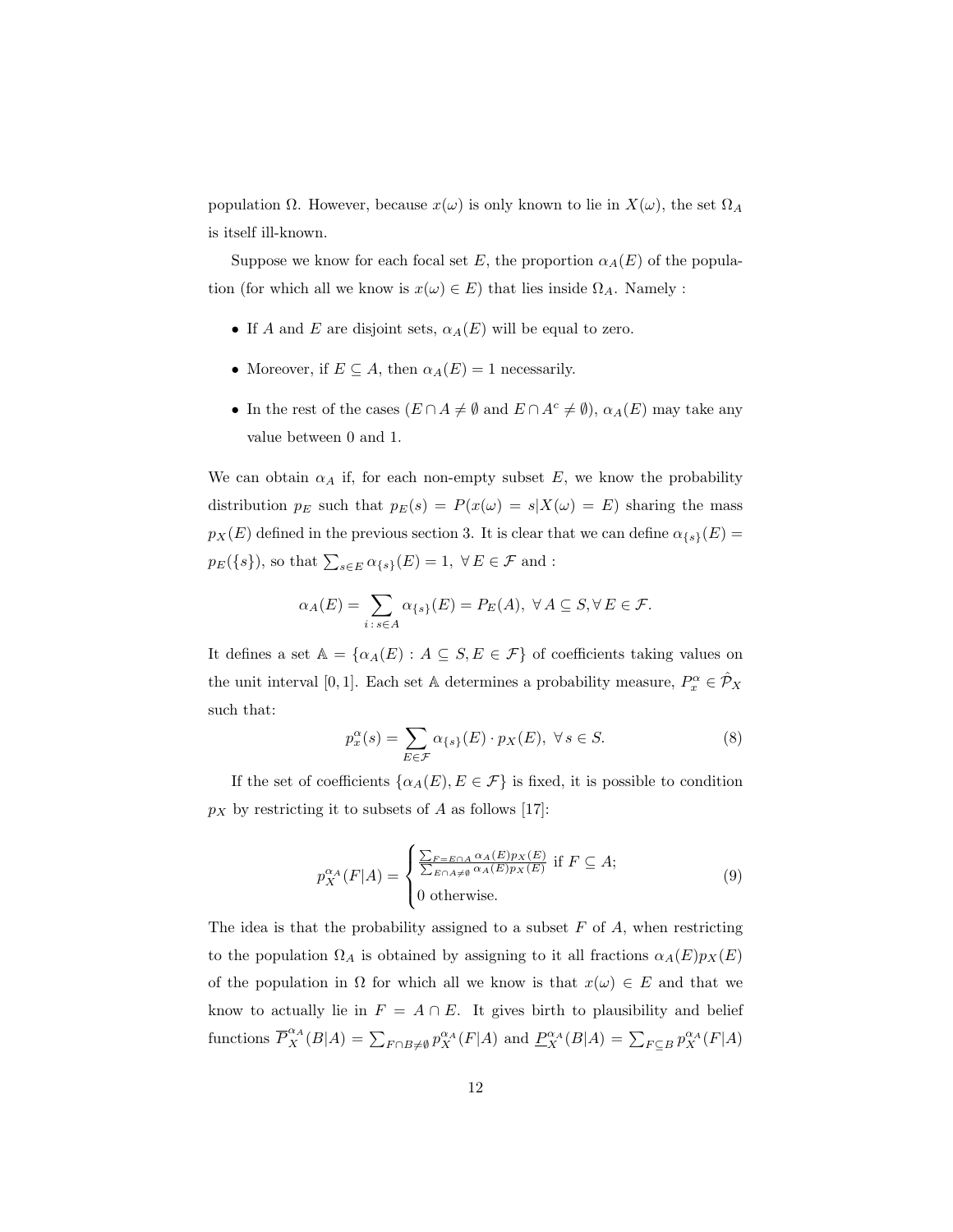population $\Omega$. However, because $x(\omega)$ is only known to lie in $X(\omega)$, the set $\Omega_A$ is itself ill-known.

Suppose we know for each focal set $E$, the proportion $\alpha_A(E)$ of the population (for which all we know is $x(\omega) \in E$) that lies inside $\Omega_A$. Namely :

- If $A$ and $E$ are disjoint sets, $\alpha_A(E)$ will be equal to zero.
- Moreover, if $E \subseteq A$, then $\alpha_A(E) = 1$ necessarily.
- In the rest of the cases ($E \cap A \neq \emptyset$ and $E \cap A^c \neq \emptyset$), $\alpha_A(E)$ may take any value between 0 and 1.

We can obtain $\alpha_A$ if, for each non-empty subset $E$, we know the probability distribution $p_E$ such that $p_E(s) = P(x(\omega) = s | X(\omega) = E)$ sharing the mass $p_X(E)$ defined in the previous section 3. It is clear that we can define $\alpha_{\{s\}}(E) = p_E(\{s\})$, so that $\sum_{s \in E} \alpha_{\{s\}}(E) = 1, \ \forall\, E \in \mathcal{F}$ and :

$$\alpha_A(E) = \sum_{i\,:\, s \in A} \alpha_{\{s\}}(E) = P_E(A), \ \forall\, A \subseteq S, \forall\, E \in \mathcal{F}.$$

It defines a set $\mathbb{A} = \{\alpha_A(E) : A \subseteq S, E \in \mathcal{F}\}$ of coefficients taking values on the unit interval $[0, 1]$. Each set $\mathbb{A}$ determines a probability measure, $P_x^\alpha \in \hat{\mathcal{P}}_X$ such that:

$$p_x^\alpha(s) = \sum_{E \in \mathcal{F}} \alpha_{\{s\}}(E) \cdot p_X(E), \ \forall\, s \in S. \tag{8}$$

If the set of coefficients $\{\alpha_A(E), E \in \mathcal{F}\}$ is fixed, it is possible to condition $p_X$ by restricting it to subsets of $A$ as follows [17]:

$$p_X^{\alpha_A}(F|A) = \begin{cases} \frac{\sum_{F = E \cap A} \alpha_A(E) p_X(E)}{\sum_{E \cap A \neq \emptyset} \alpha_A(E) p_X(E)} & \text{if } F \subseteq A; \\ 0 \text{ otherwise.} \end{cases} \tag{9}$$

The idea is that the probability assigned to a subset $F$ of $A$, when restricting to the population $\Omega_A$ is obtained by assigning to it all fractions $\alpha_A(E) p_X(E)$ of the population in $\Omega$ for which all we know is that $x(\omega) \in E$ and that we know to actually lie in $F = A \cap E$. It gives birth to plausibility and belief functions $\overline{P}_X^{\alpha_A}(B|A) = \sum_{F \cap B \neq \emptyset} p_X^{\alpha_A}(F|A)$ and $\underline{P}_X^{\alpha_A}(B|A) = \sum_{F \subseteq B} p_X^{\alpha_A}(F|A)$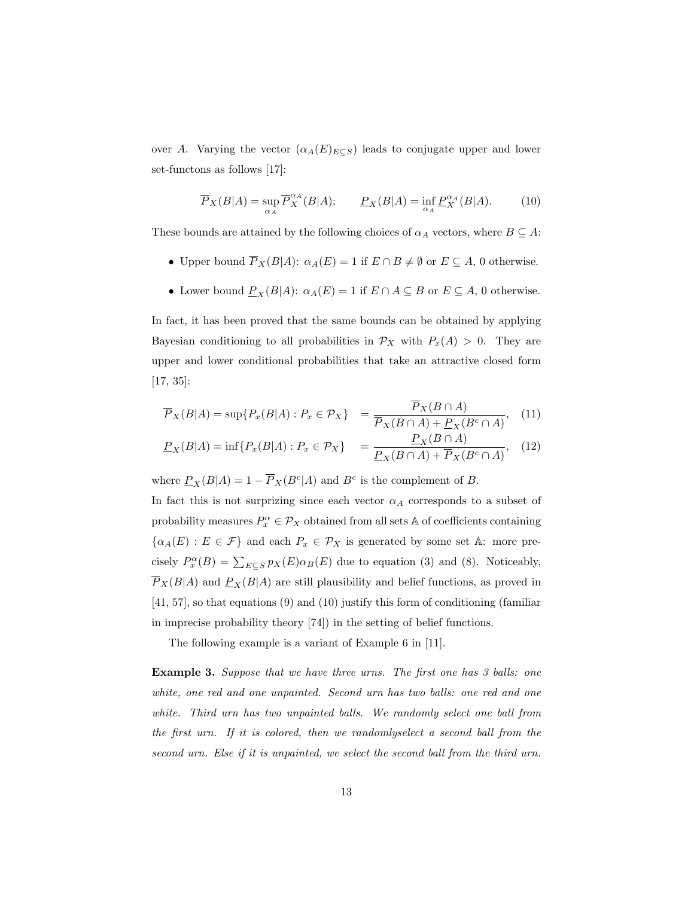over $A$. Varying the vector $(\alpha_A(E)_{E\subseteq S})$ leads to conjugate upper and lower set-functons as follows [17]:

$$\overline{P}_X(B|A) = \sup_{\alpha_A} \overline{P}_X^{\alpha_A}(B|A); \qquad \underline{P}_X(B|A) = \inf_{\alpha_A} \underline{P}_X^{\alpha_A}(B|A). \tag{10}$$

These bounds are attained by the following choices of $\alpha_A$ vectors, where $B \subseteq A$:

- Upper bound $\overline{P}_X(B|A)$: $\alpha_A(E) = 1$ if $E \cap B \neq \emptyset$ or $E \subseteq A$, 0 otherwise.
- Lower bound $\underline{P}_X(B|A)$: $\alpha_A(E) = 1$ if $E \cap A \subseteq B$ or $E \subseteq A$, 0 otherwise.

In fact, it has been proved that the same bounds can be obtained by applying Bayesian conditioning to all probabilities in $\mathcal{P}_X$ with $P_x(A) > 0$. They are upper and lower conditional probabilities that take an attractive closed form [17, 35]:

$$\overline{P}_X(B|A) = \sup\{P_x(B|A) : P_x \in \mathcal{P}_X\} \quad = \frac{\overline{P}_X(B \cap A)}{\overline{P}_X(B \cap A) + \underline{P}_X(B^c \cap A)}, \tag{11}$$

$$\underline{P}_X(B|A) = \inf\{P_x(B|A) : P_x \in \mathcal{P}_X\} \quad = \frac{\underline{P}_X(B \cap A)}{\underline{P}_X(B \cap A) + \overline{P}_X(B^c \cap A)}, \tag{12}$$

where $\underline{P}_X(B|A) = 1 - \overline{P}_X(B^c|A)$ and $B^c$ is the complement of $B$.

In fact this is not surprizing since each vector $\alpha_A$ corresponds to a subset of probability measures $P_x^\alpha \in \mathcal{P}_X$ obtained from all sets $\mathbb{A}$ of coefficients containing $\{\alpha_A(E) : E \in \mathcal{F}\}$ and each $P_x \in \mathcal{P}_X$ is generated by some set $\mathbb{A}$: more precisely $P_x^\alpha(B) = \sum_{E\subseteq S} p_X(E)\alpha_B(E)$ due to equation (3) and (8). Noticeably, $\overline{P}_X(B|A)$ and $\underline{P}_X(B|A)$ are still plausibility and belief functions, as proved in [41, 57], so that equations (9) and (10) justify this form of conditioning (familiar in imprecise probability theory [74]) in the setting of belief functions.

The following example is a variant of Example 6 in [11].

**Example 3.** *Suppose that we have three urns. The first one has 3 balls: one white, one red and one unpainted. Second urn has two balls: one red and one white. Third urn has two unpainted balls. We randomly select one ball from the first urn. If it is colored, then we randomlyselect a second ball from the second urn. Else if it is unpainted, we select the second ball from the third urn.*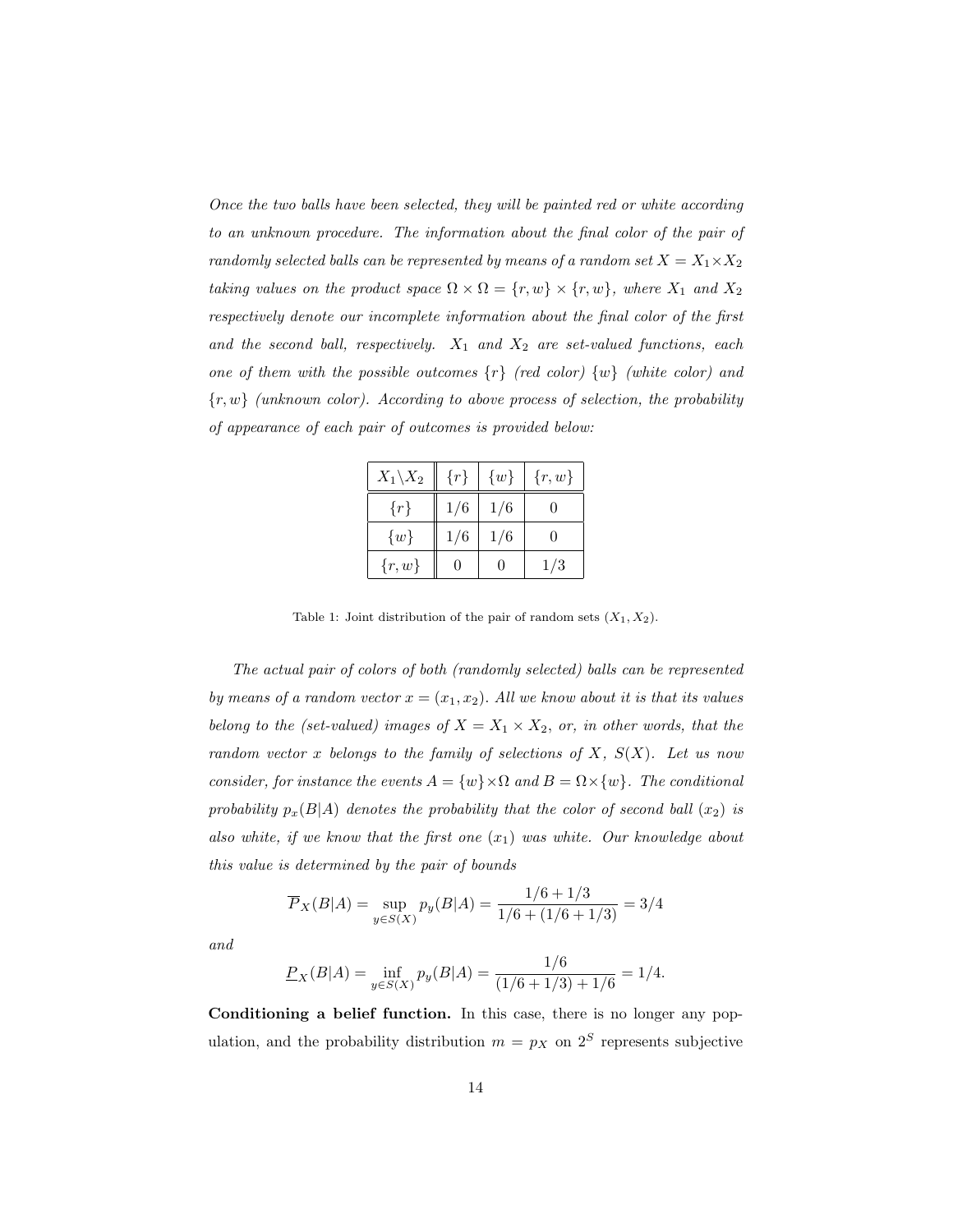*Once the two balls have been selected, they will be painted red or white according to an unknown procedure. The information about the final color of the pair of randomly selected balls can be represented by means of a random set $X = X_1 \times X_2$ taking values on the product space $\Omega \times \Omega = \{r, w\} \times \{r, w\}$, where $X_1$ and $X_2$ respectively denote our incomplete information about the final color of the first and the second ball, respectively. $X_1$ and $X_2$ are set-valued functions, each one of them with the possible outcomes $\{r\}$ (red color) $\{w\}$ (white color) and $\{r, w\}$ (unknown color). According to above process of selection, the probability of appearance of each pair of outcomes is provided below:*

| $X_1 \backslash X_2$ | $\{r\}$ | $\{w\}$ | $\{r, w\}$ |
|---|---|---|---|
| $\{r\}$ | $1/6$ | $1/6$ | $0$ |
| $\{w\}$ | $1/6$ | $1/6$ | $0$ |
| $\{r, w\}$ | $0$ | $0$ | $1/3$ |

Table 1: Joint distribution of the pair of random sets $(X_1, X_2)$.

*The actual pair of colors of both (randomly selected) balls can be represented by means of a random vector $x = (x_1, x_2)$. All we know about it is that its values belong to the (set-valued) images of $X = X_1 \times X_2$, or, in other words, that the random vector $x$ belongs to the family of selections of $X$, $S(X)$. Let us now consider, for instance the events $A = \{w\} \times \Omega$ and $B = \Omega \times \{w\}$. The conditional probability $p_x(B|A)$ denotes the probability that the color of second ball ($x_2$) is also white, if we know that the first one ($x_1$) was white. Our knowledge about this value is determined by the pair of bounds*

$$\overline{P}_X(B|A) = \sup_{y \in S(X)} p_y(B|A) = \frac{1/6 + 1/3}{1/6 + (1/6 + 1/3)} = 3/4$$

*and*

$$\underline{P}_X(B|A) = \inf_{y \in S(X)} p_y(B|A) = \frac{1/6}{(1/6 + 1/3) + 1/6} = 1/4.$$

**Conditioning a belief function.** In this case, there is no longer any population, and the probability distribution $m = p_X$ on $2^S$ represents subjective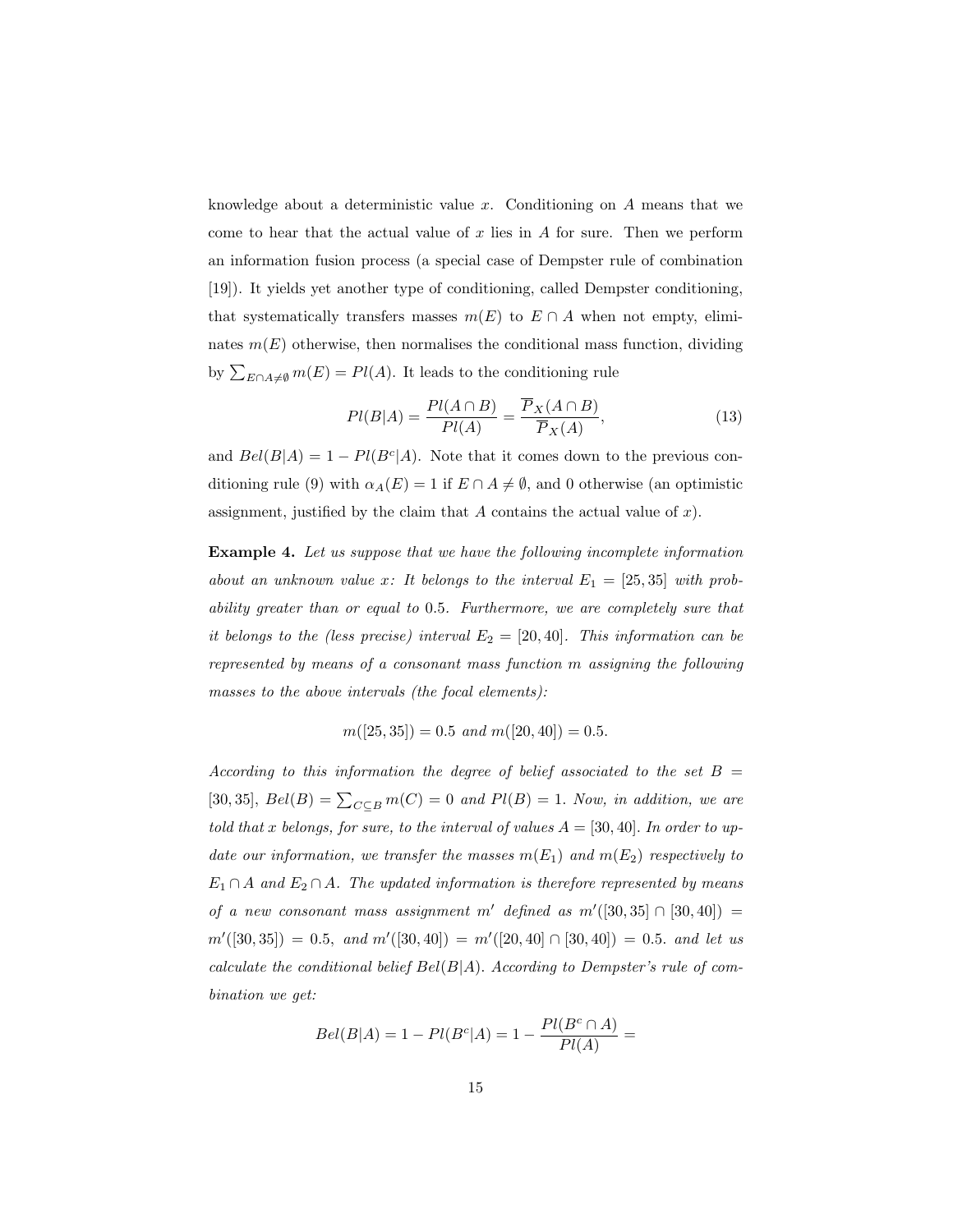knowledge about a deterministic value $x$. Conditioning on $A$ means that we come to hear that the actual value of $x$ lies in $A$ for sure. Then we perform an information fusion process (a special case of Dempster rule of combination [19]). It yields yet another type of conditioning, called Dempster conditioning, that systematically transfers masses $m(E)$ to $E \cap A$ when not empty, eliminates $m(E)$ otherwise, then normalises the conditional mass function, dividing by $\sum_{E \cap A \neq \emptyset} m(E) = Pl(A)$. It leads to the conditioning rule

$$Pl(B|A) = \frac{Pl(A \cap B)}{Pl(A)} = \frac{\overline{P}_X(A \cap B)}{\overline{P}_X(A)}, \tag{13}$$

and $Bel(B|A) = 1 - Pl(B^c|A)$. Note that it comes down to the previous conditioning rule (9) with $\alpha_A(E) = 1$ if $E \cap A \neq \emptyset$, and 0 otherwise (an optimistic assignment, justified by the claim that $A$ contains the actual value of $x$).

**Example 4.** *Let us suppose that we have the following incomplete information about an unknown value $x$: It belongs to the interval $E_1 = [25, 35]$ with probability greater than or equal to 0.5. Furthermore, we are completely sure that it belongs to the (less precise) interval $E_2 = [20, 40]$. This information can be represented by means of a consonant mass function $m$ assigning the following masses to the above intervals (the focal elements):*

$$m([25, 35]) = 0.5 \text{ and } m([20, 40]) = 0.5.$$

*According to this information the degree of belief associated to the set $B = [30, 35]$, $Bel(B) = \sum_{C \subseteq B} m(C) = 0$ and $Pl(B) = 1$. Now, in addition, we are told that $x$ belongs, for sure, to the interval of values $A = [30, 40]$. In order to update our information, we transfer the masses $m(E_1)$ and $m(E_2)$ respectively to $E_1 \cap A$ and $E_2 \cap A$. The updated information is therefore represented by means of a new consonant mass assignment $m'$ defined as $m'([30, 35] \cap [30, 40]) = m'([30, 35]) = 0.5$, and $m'([30, 40]) = m'([20, 40] \cap [30, 40]) = 0.5$. and let us calculate the conditional belief $Bel(B|A)$. According to Dempster's rule of combination we get:*

$$Bel(B|A) = 1 - Pl(B^c|A) = 1 - \frac{Pl(B^c \cap A)}{Pl(A)} =$$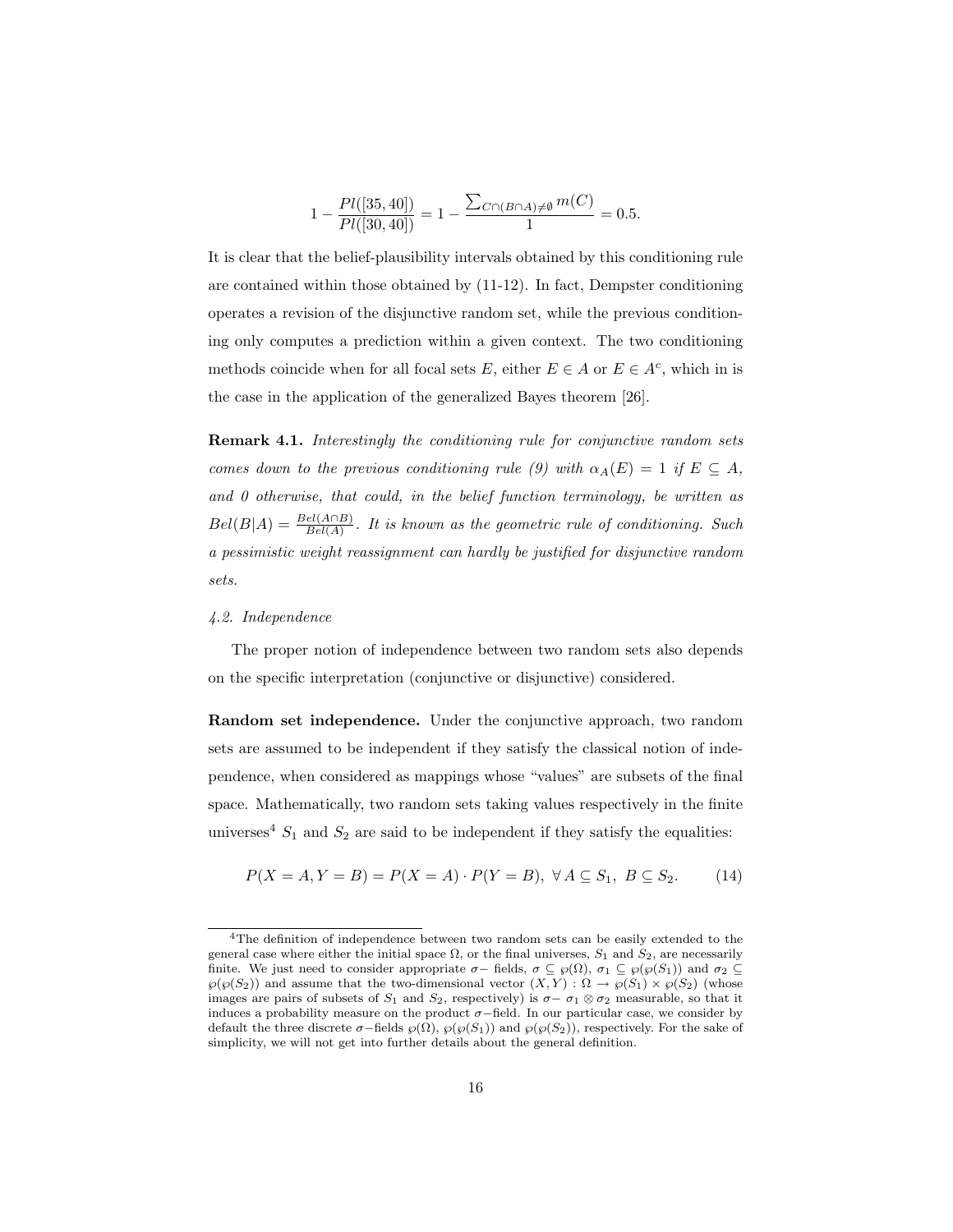$$1 - \frac{Pl([35, 40])}{Pl([30, 40])} = 1 - \frac{\sum_{C \cap (B \cap A) \neq \emptyset} m(C)}{1} = 0.5.$$

It is clear that the belief-plausibility intervals obtained by this conditioning rule are contained within those obtained by (11-12). In fact, Dempster conditioning operates a revision of the disjunctive random set, while the previous conditioning only computes a prediction within a given context. The two conditioning methods coincide when for all focal sets $E$, either $E \in A$ or $E \in A^c$, which in is the case in the application of the generalized Bayes theorem [26].

**Remark 4.1.** *Interestingly the conditioning rule for conjunctive random sets comes down to the previous conditioning rule (9) with $\alpha_A(E) = 1$ if $E \subseteq A$, and 0 otherwise, that could, in the belief function terminology, be written as $Bel(B|A) = \frac{Bel(A \cap B)}{Bel(A)}$. It is known as the geometric rule of conditioning. Such a pessimistic weight reassignment can hardly be justified for disjunctive random sets.*

### *4.2. Independence*

The proper notion of independence between two random sets also depends on the specific interpretation (conjunctive or disjunctive) considered.

**Random set independence.** Under the conjunctive approach, two random sets are assumed to be independent if they satisfy the classical notion of independence, when considered as mappings whose "values" are subsets of the final space. Mathematically, two random sets taking values respectively in the finite universes[4] $S_1$ and $S_2$ are said to be independent if they satisfy the equalities:

$$P(X = A, Y = B) = P(X = A) \cdot P(Y = B), \ \forall \, A \subseteq S_1, \ B \subseteq S_2. \tag{14}$$

[4] The definition of independence between two random sets can be easily extended to the general case where either the initial space $\Omega$, or the final universes, $S_1$ and $S_2$, are necessarily finite. We just need to consider appropriate $\sigma-$ fields, $\sigma \subseteq \wp(\Omega)$, $\sigma_1 \subseteq \wp(\wp(S_1))$ and $\sigma_2 \subseteq \wp(\wp(S_2))$ and assume that the two-dimensional vector $(X, Y) : \Omega \to \wp(S_1) \times \wp(S_2)$ (whose images are pairs of subsets of $S_1$ and $S_2$, respectively) is $\sigma-$ $\sigma_1 \otimes \sigma_2$ measurable, so that it induces a probability measure on the product $\sigma-$field. In our particular case, we consider by default the three discrete $\sigma-$fields $\wp(\Omega)$, $\wp(\wp(S_1))$ and $\wp(\wp(S_2))$, respectively. For the sake of simplicity, we will not get into further details about the general definition.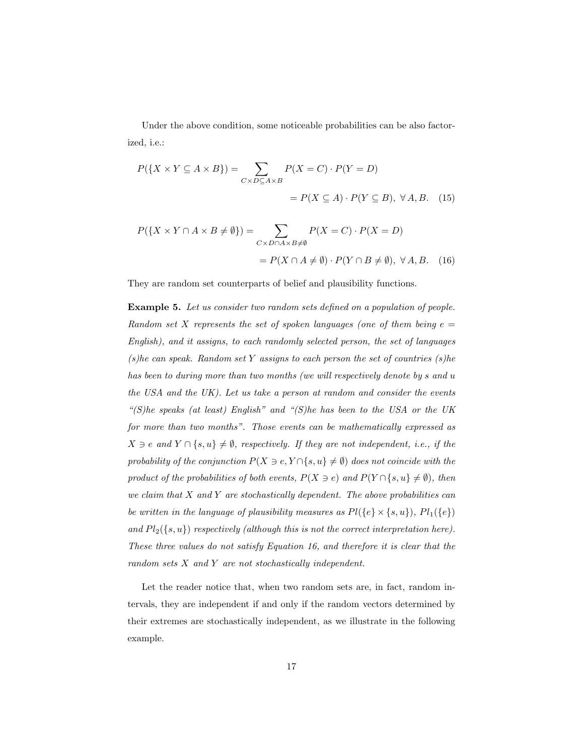Under the above condition, some noticeable probabilities can be also factorized, i.e.:

$$P(\{X \times Y \subseteq A \times B\}) = \sum_{C \times D \subseteq A \times B} P(X = C) \cdot P(Y = D)$$
$$= P(X \subseteq A) \cdot P(Y \subseteq B), \ \forall \, A, B. \quad (15)$$

$$P(\{X \times Y \cap A \times B \neq \emptyset\}) = \sum_{C \times D \cap A \times B \neq \emptyset} P(X = C) \cdot P(X = D)$$
$$= P(X \cap A \neq \emptyset) \cdot P(Y \cap B \neq \emptyset), \ \forall \, A, B. \quad (16)$$

They are random set counterparts of belief and plausibility functions.

**Example 5.** *Let us consider two random sets defined on a population of people. Random set $X$ represents the set of spoken languages (one of them being $e =$ English), and it assigns, to each randomly selected person, the set of languages (s)he can speak. Random set $Y$ assigns to each person the set of countries (s)he has been to during more than two months (we will respectively denote by $s$ and $u$ the USA and the UK). Let us take a person at random and consider the events "(S)he speaks (at least) English" and "(S)he has been to the USA or the UK for more than two months". Those events can be mathematically expressed as $X \ni e$ and $Y \cap \{s, u\} \neq \emptyset$, respectively. If they are not independent, i.e., if the probability of the conjunction $P(X \ni e, Y \cap \{s, u\} \neq \emptyset)$ does not coincide with the product of the probabilities of both events, $P(X \ni e)$ and $P(Y \cap \{s, u\} \neq \emptyset)$, then we claim that $X$ and $Y$ are stochastically dependent. The above probabilities can be written in the language of plausibility measures as $Pl(\{e\} \times \{s, u\})$, $Pl_1(\{e\})$ and $Pl_2(\{s, u\})$ respectively (although this is not the correct interpretation here). These three values do not satisfy Equation 16, and therefore it is clear that the random sets $X$ and $Y$ are not stochastically independent.*

Let the reader notice that, when two random sets are, in fact, random intervals, they are independent if and only if the random vectors determined by their extremes are stochastically independent, as we illustrate in the following example.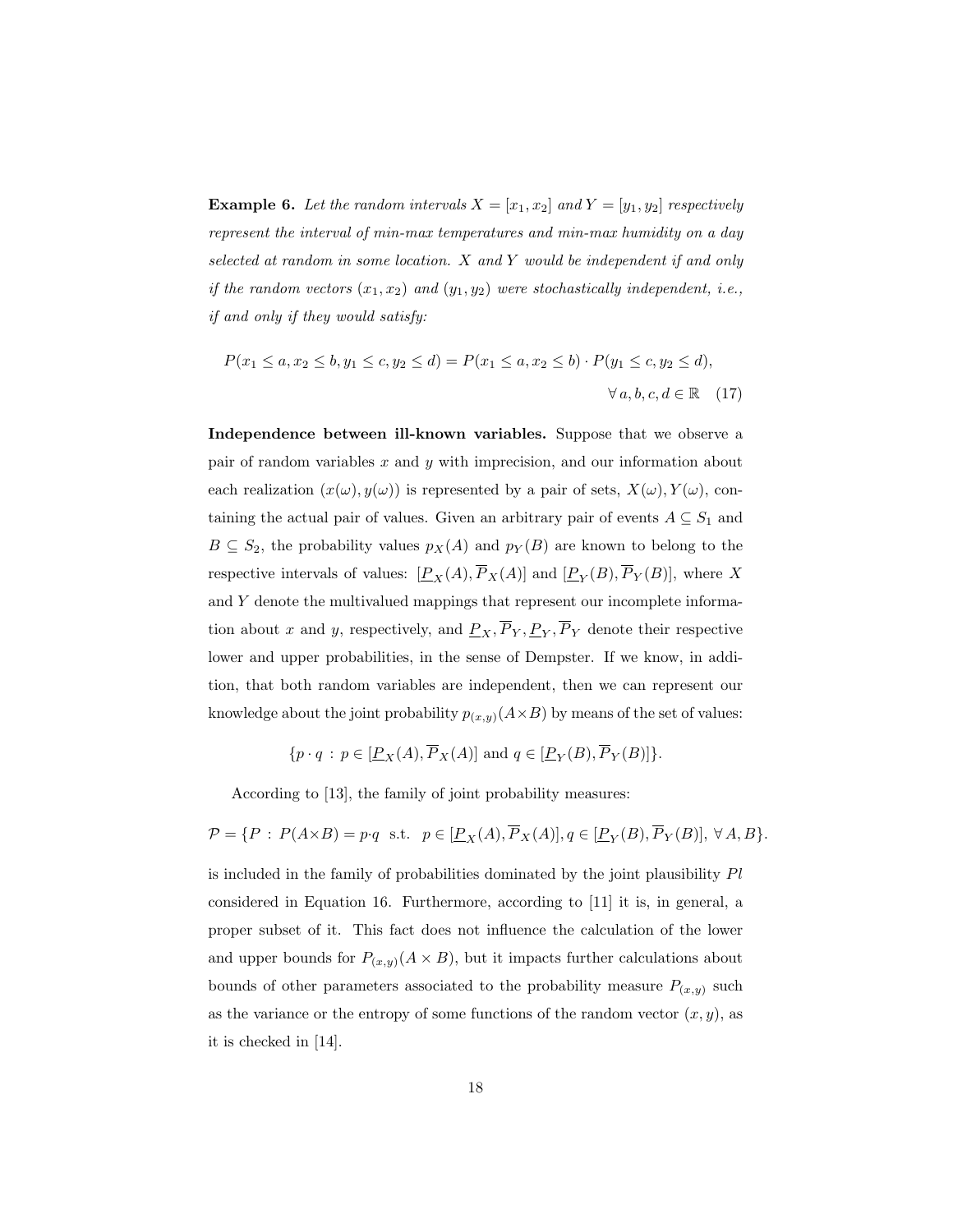**Example 6.** *Let the random intervals $X = [x_1, x_2]$ and $Y = [y_1, y_2]$ respectively represent the interval of min-max temperatures and min-max humidity on a day selected at random in some location. $X$ and $Y$ would be independent if and only if the random vectors $(x_1, x_2)$ and $(y_1, y_2)$ were stochastically independent, i.e., if and only if they would satisfy:*

$$P(x_1 \leq a, x_2 \leq b, y_1 \leq c, y_2 \leq d) = P(x_1 \leq a, x_2 \leq b) \cdot P(y_1 \leq c, y_2 \leq d), \quad \forall\, a, b, c, d \in \mathbb{R} \quad (17)$$

**Independence between ill-known variables.** Suppose that we observe a pair of random variables $x$ and $y$ with imprecision, and our information about each realization $(x(\omega), y(\omega))$ is represented by a pair of sets, $X(\omega), Y(\omega)$, containing the actual pair of values. Given an arbitrary pair of events $A \subseteq S_1$ and $B \subseteq S_2$, the probability values $p_X(A)$ and $p_Y(B)$ are known to belong to the respective intervals of values: $[\underline{P}_X(A), \overline{P}_X(A)]$ and $[\underline{P}_Y(B), \overline{P}_Y(B)]$, where $X$ and $Y$ denote the multivalued mappings that represent our incomplete information about $x$ and $y$, respectively, and $\underline{P}_X, \overline{P}_Y, \underline{P}_Y, \overline{P}_Y$ denote their respective lower and upper probabilities, in the sense of Dempster. If we know, in addition, that both random variables are independent, then we can represent our knowledge about the joint probability $p_{(x,y)}(A \times B)$ by means of the set of values:

$$\{p \cdot q \, : \, p \in [\underline{P}_X(A), \overline{P}_X(A)] \text{ and } q \in [\underline{P}_Y(B), \overline{P}_Y(B)]\}.$$

According to [13], the family of joint probability measures:

$$\mathcal{P} = \{P \, : \, P(A \times B) = p \cdot q \;\text{ s.t. }\; p \in [\underline{P}_X(A), \overline{P}_X(A)], q \in [\underline{P}_Y(B), \overline{P}_Y(B)], \; \forall\, A, B\}.$$

is included in the family of probabilities dominated by the joint plausibility $Pl$ considered in Equation 16. Furthermore, according to [11] it is, in general, a proper subset of it. This fact does not influence the calculation of the lower and upper bounds for $P_{(x,y)}(A \times B)$, but it impacts further calculations about bounds of other parameters associated to the probability measure $P_{(x,y)}$ such as the variance or the entropy of some functions of the random vector $(x, y)$, as it is checked in [14].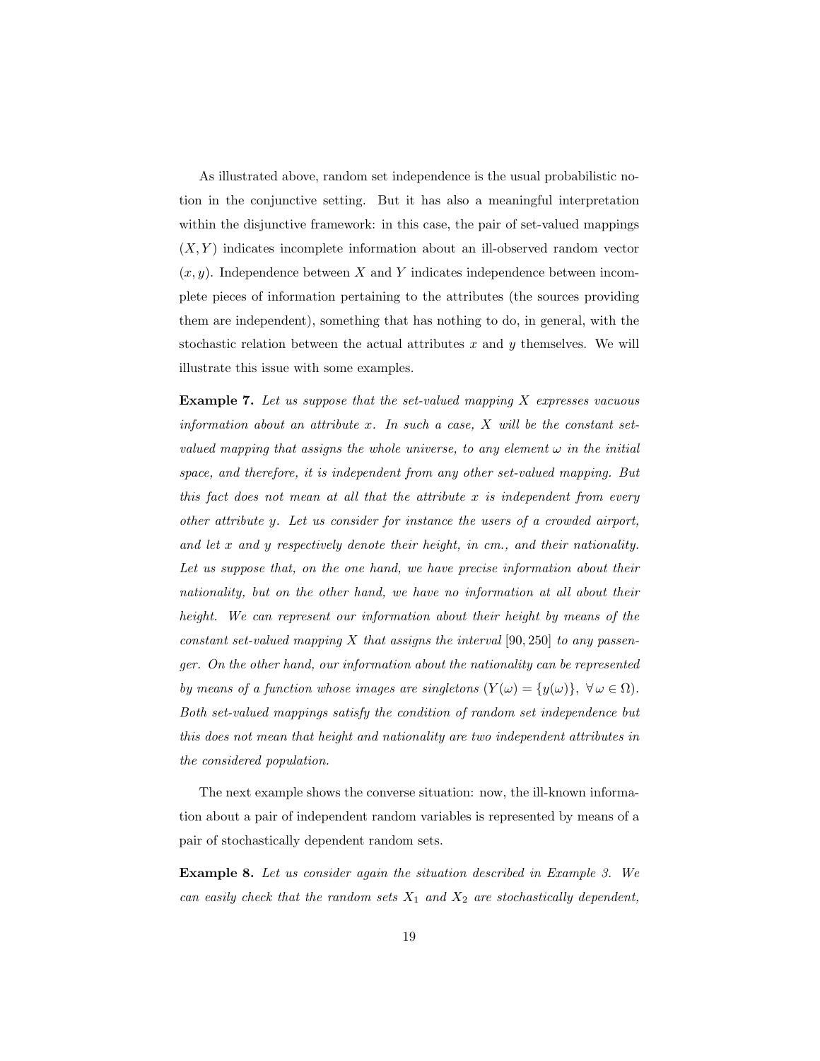As illustrated above, random set independence is the usual probabilistic notion in the conjunctive setting. But it has also a meaningful interpretation within the disjunctive framework: in this case, the pair of set-valued mappings $(X, Y)$ indicates incomplete information about an ill-observed random vector $(x, y)$. Independence between $X$ and $Y$ indicates independence between incomplete pieces of information pertaining to the attributes (the sources providing them are independent), something that has nothing to do, in general, with the stochastic relation between the actual attributes $x$ and $y$ themselves. We will illustrate this issue with some examples.

**Example 7.** *Let us suppose that the set-valued mapping $X$ expresses vacuous information about an attribute $x$. In such a case, $X$ will be the constant set-valued mapping that assigns the whole universe, to any element $\omega$ in the initial space, and therefore, it is independent from any other set-valued mapping. But this fact does not mean at all that the attribute $x$ is independent from every other attribute $y$. Let us consider for instance the users of a crowded airport, and let $x$ and $y$ respectively denote their height, in cm., and their nationality. Let us suppose that, on the one hand, we have precise information about their nationality, but on the other hand, we have no information at all about their height. We can represent our information about their height by means of the constant set-valued mapping $X$ that assigns the interval $[90, 250]$ to any passenger. On the other hand, our information about the nationality can be represented by means of a function whose images are singletons ($Y(\omega) = \{y(\omega)\},\ \forall\, \omega \in \Omega$). Both set-valued mappings satisfy the condition of random set independence but this does not mean that height and nationality are two independent attributes in the considered population.*

The next example shows the converse situation: now, the ill-known information about a pair of independent random variables is represented by means of a pair of stochastically dependent random sets.

**Example 8.** *Let us consider again the situation described in Example 3. We can easily check that the random sets $X_1$ and $X_2$ are stochastically dependent,*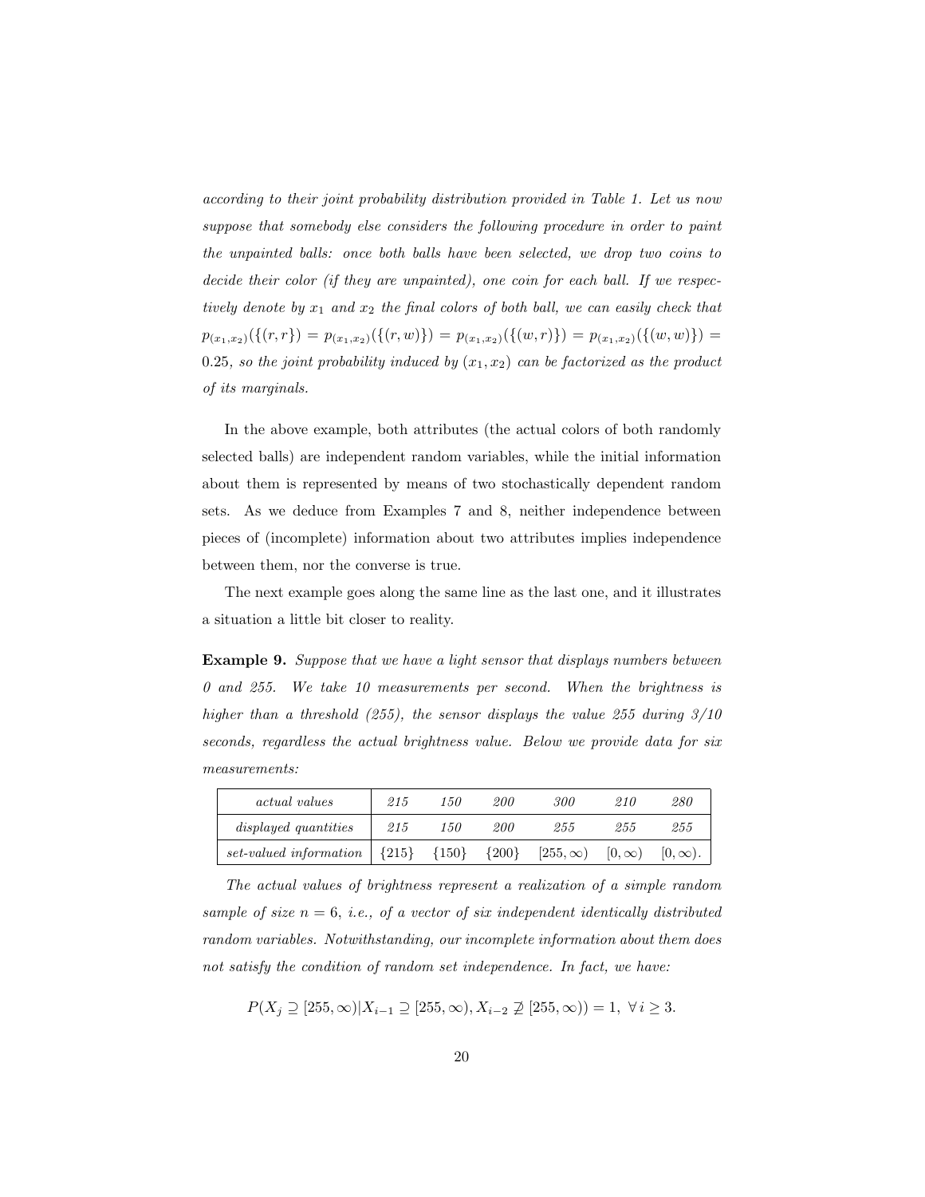*according to their joint probability distribution provided in Table 1. Let us now suppose that somebody else considers the following procedure in order to paint the unpainted balls: once both balls have been selected, we drop two coins to decide their color (if they are unpainted), one coin for each ball. If we respectively denote by $x_1$ and $x_2$ the final colors of both ball, we can easily check that $p_{(x_1,x_2)}(\{(r,r\}) = p_{(x_1,x_2)}(\{(r,w)\}) = p_{(x_1,x_2)}(\{(w,r)\}) = p_{(x_1,x_2)}(\{(w,w)\}) = 0.25$, so the joint probability induced by $(x_1, x_2)$ can be factorized as the product of its marginals.*

In the above example, both attributes (the actual colors of both randomly selected balls) are independent random variables, while the initial information about them is represented by means of two stochastically dependent random sets. As we deduce from Examples 7 and 8, neither independence between pieces of (incomplete) information about two attributes implies independence between them, nor the converse is true.

The next example goes along the same line as the last one, and it illustrates a situation a little bit closer to reality.

**Example 9.** *Suppose that we have a light sensor that displays numbers between 0 and 255. We take 10 measurements per second. When the brightness is higher than a threshold (255), the sensor displays the value 255 during 3/10 seconds, regardless the actual brightness value. Below we provide data for six measurements:*

| *actual values* | *215* | *150* | *200* | *300* | *210* | *280* |
|---|---|---|---|---|---|---|
| *displayed quantities* | *215* | *150* | *200* | *255* | *255* | *255* |
| *set-valued information* | $\{215\}$ | $\{150\}$ | $\{200\}$ | $[255, \infty)$ | $[0, \infty)$ | $[0, \infty)$. |

*The actual values of brightness represent a realization of a simple random sample of size $n = 6$, i.e., of a vector of six independent identically distributed random variables. Notwithstanding, our incomplete information about them does not satisfy the condition of random set independence. In fact, we have:*

$$P(X_j \supseteq [255, \infty) | X_{i-1} \supseteq [255, \infty), X_{i-2} \not\supseteq [255, \infty)) = 1, \ \forall\, i \geq 3.$$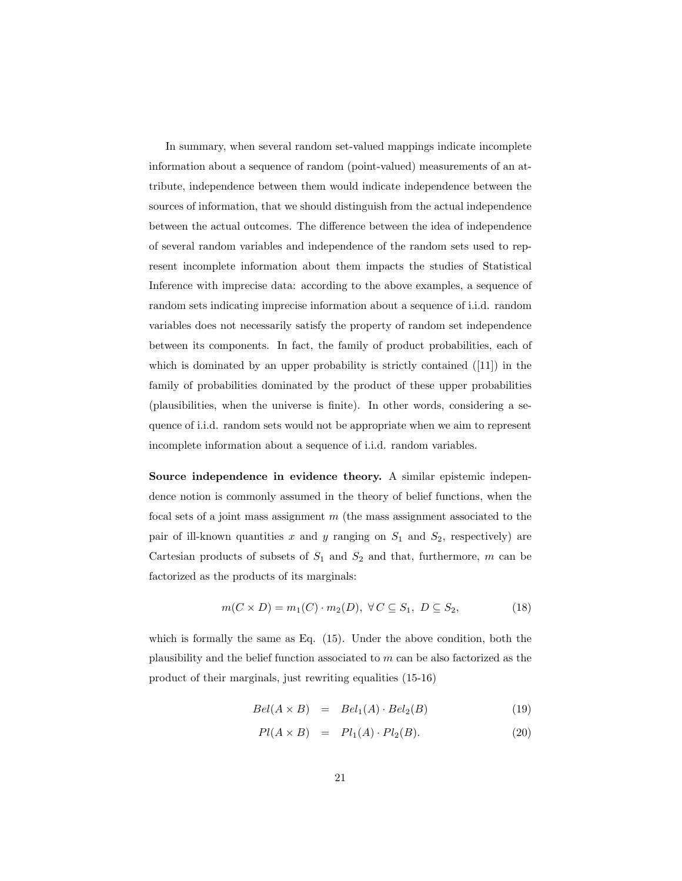In summary, when several random set-valued mappings indicate incomplete information about a sequence of random (point-valued) measurements of an attribute, independence between them would indicate independence between the sources of information, that we should distinguish from the actual independence between the actual outcomes. The difference between the idea of independence of several random variables and independence of the random sets used to represent incomplete information about them impacts the studies of Statistical Inference with imprecise data: according to the above examples, a sequence of random sets indicating imprecise information about a sequence of i.i.d. random variables does not necessarily satisfy the property of random set independence between its components. In fact, the family of product probabilities, each of which is dominated by an upper probability is strictly contained ([11]) in the family of probabilities dominated by the product of these upper probabilities (plausibilities, when the universe is finite). In other words, considering a sequence of i.i.d. random sets would not be appropriate when we aim to represent incomplete information about a sequence of i.i.d. random variables.

**Source independence in evidence theory.** A similar epistemic independence notion is commonly assumed in the theory of belief functions, when the focal sets of a joint mass assignment $m$ (the mass assignment associated to the pair of ill-known quantities $x$ and $y$ ranging on $S_1$ and $S_2$, respectively) are Cartesian products of subsets of $S_1$ and $S_2$ and that, furthermore, $m$ can be factorized as the products of its marginals:

$$m(C \times D) = m_1(C) \cdot m_2(D), \ \forall\, C \subseteq S_1, \ D \subseteq S_2, \tag{18}$$

which is formally the same as Eq. (15). Under the above condition, both the plausibility and the belief function associated to $m$ can be also factorized as the product of their marginals, just rewriting equalities (15-16)

$$Bel(A \times B) = Bel_1(A) \cdot Bel_2(B) \tag{19}$$

$$Pl(A \times B) = Pl_1(A) \cdot Pl_2(B). \tag{20}$$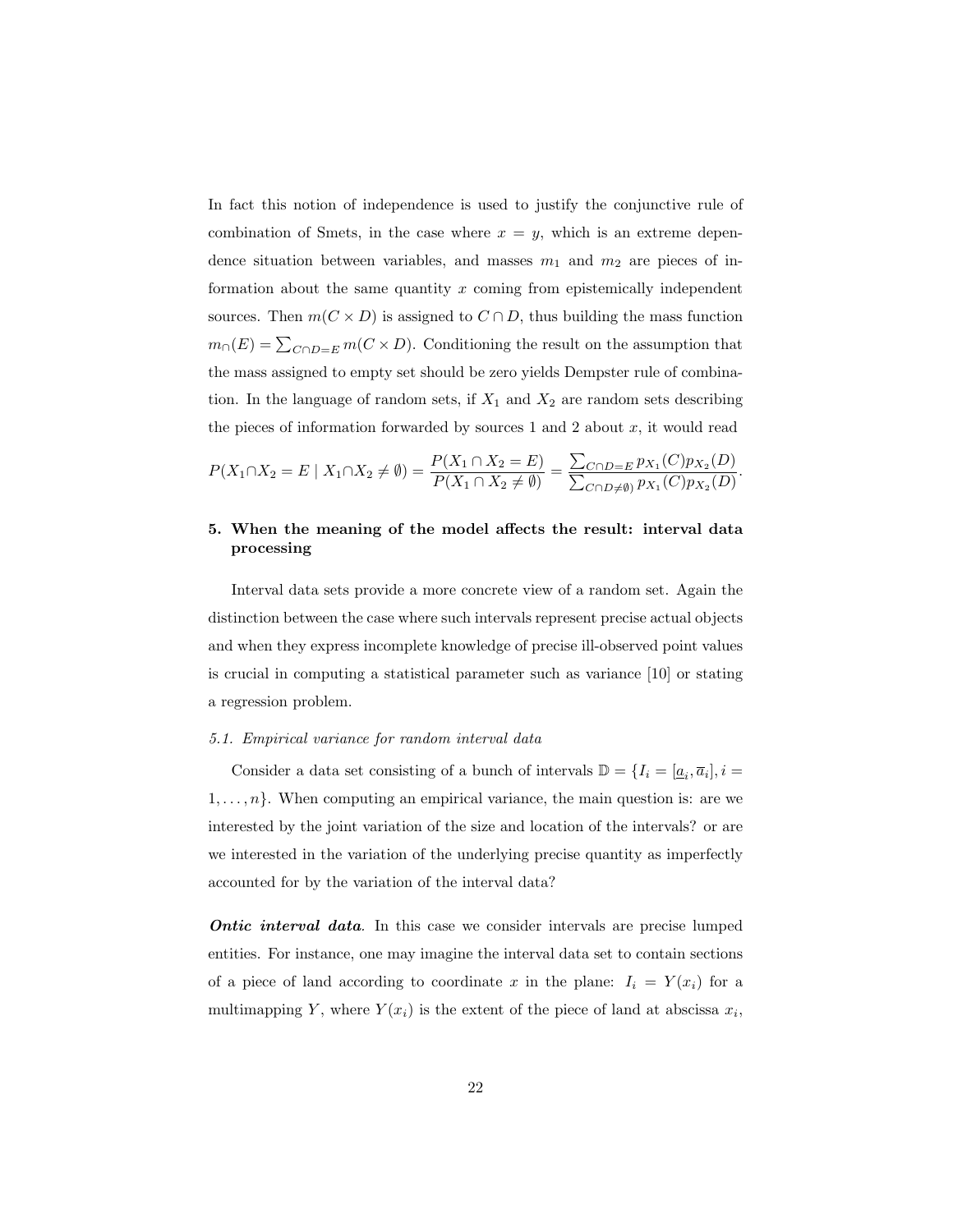In fact this notion of independence is used to justify the conjunctive rule of combination of Smets, in the case where $x = y$, which is an extreme dependence situation between variables, and masses $m_1$ and $m_2$ are pieces of information about the same quantity $x$ coming from epistemically independent sources. Then $m(C \times D)$ is assigned to $C \cap D$, thus building the mass function $m_\cap(E) = \sum_{C \cap D = E} m(C \times D)$. Conditioning the result on the assumption that the mass assigned to empty set should be zero yields Dempster rule of combination. In the language of random sets, if $X_1$ and $X_2$ are random sets describing the pieces of information forwarded by sources 1 and 2 about $x$, it would read

$$P(X_1 \cap X_2 = E \mid X_1 \cap X_2 \neq \emptyset) = \frac{P(X_1 \cap X_2 = E)}{P(X_1 \cap X_2 \neq \emptyset)} = \frac{\sum_{C \cap D = E} p_{X_1}(C) p_{X_2}(D)}{\sum_{C \cap D \neq \emptyset)} p_{X_1}(C) p_{X_2}(D)}.$$

## 5. When the meaning of the model affects the result: interval data processing

Interval data sets provide a more concrete view of a random set. Again the distinction between the case where such intervals represent precise actual objects and when they express incomplete knowledge of precise ill-observed point values is crucial in computing a statistical parameter such as variance [10] or stating a regression problem.

### 5.1. Empirical variance for random interval data

Consider a data set consisting of a bunch of intervals $\mathbb{D} = \{I_i = [\underline{a}_i, \overline{a}_i], i = 1, \ldots, n\}$. When computing an empirical variance, the main question is: are we interested by the joint variation of the size and location of the intervals? or are we interested in the variation of the underlying precise quantity as imperfectly accounted for by the variation of the interval data?

***Ontic interval data***. In this case we consider intervals are precise lumped entities. For instance, one may imagine the interval data set to contain sections of a piece of land according to coordinate $x$ in the plane: $I_i = Y(x_i)$ for a multimapping $Y$, where $Y(x_i)$ is the extent of the piece of land at abscissa $x_i$,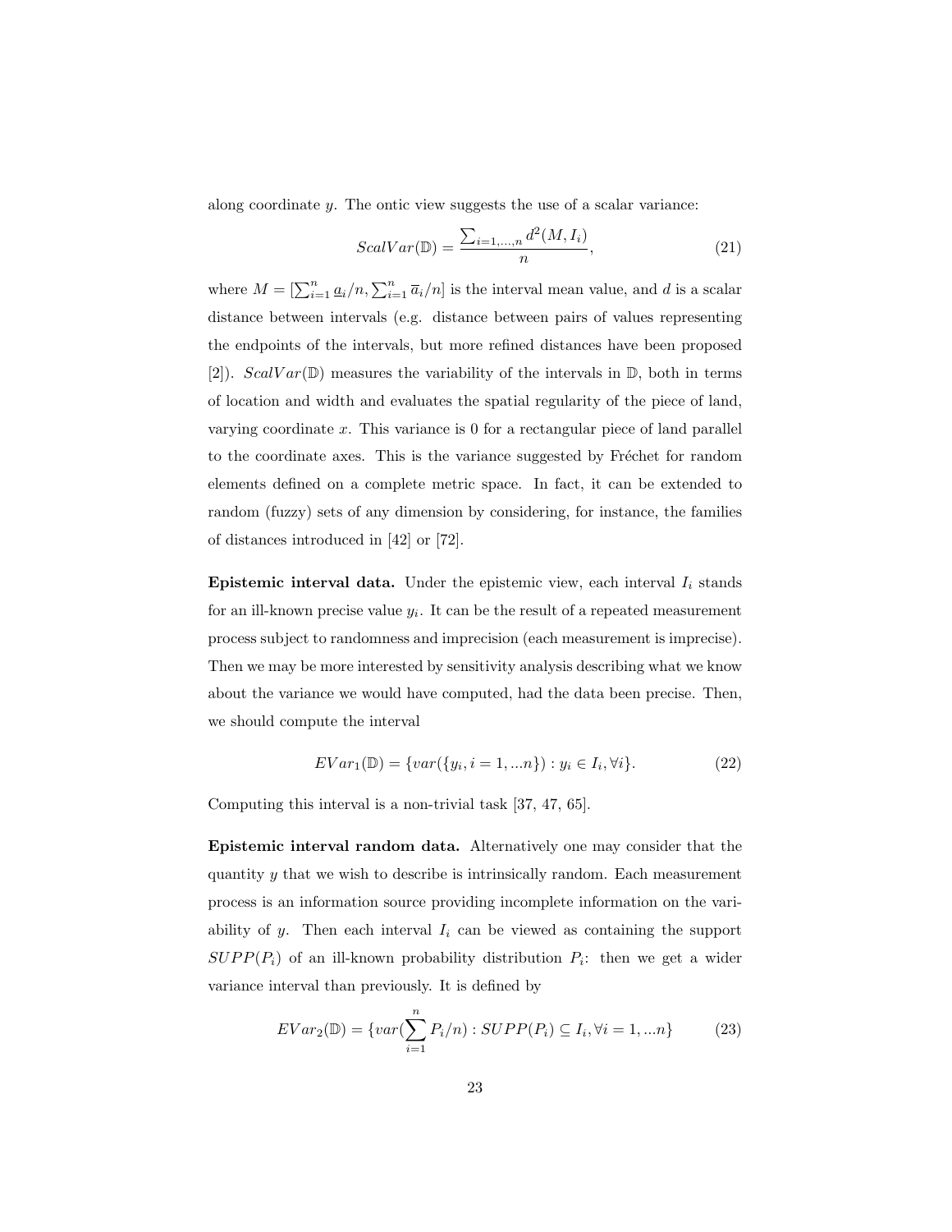along coordinate $y$. The ontic view suggests the use of a scalar variance:

$$ScalVar(\mathbb{D}) = \frac{\sum_{i=1,\ldots,n} d^2(M, I_i)}{n}, \tag{21}$$

where $M = [\sum_{i=1}^{n} \underline{a}_i/n, \sum_{i=1}^{n} \overline{a}_i/n]$ is the interval mean value, and $d$ is a scalar distance between intervals (e.g. distance between pairs of values representing the endpoints of the intervals, but more refined distances have been proposed [2]). $ScalVar(\mathbb{D})$ measures the variability of the intervals in $\mathbb{D}$, both in terms of location and width and evaluates the spatial regularity of the piece of land, varying coordinate $x$. This variance is 0 for a rectangular piece of land parallel to the coordinate axes. This is the variance suggested by Fréchet for random elements defined on a complete metric space. In fact, it can be extended to random (fuzzy) sets of any dimension by considering, for instance, the families of distances introduced in [42] or [72].

**Epistemic interval data.** Under the epistemic view, each interval $I_i$ stands for an ill-known precise value $y_i$. It can be the result of a repeated measurement process subject to randomness and imprecision (each measurement is imprecise). Then we may be more interested by sensitivity analysis describing what we know about the variance we would have computed, had the data been precise. Then, we should compute the interval

$$EVar_1(\mathbb{D}) = \{var(\{y_i, i = 1, ...n\}) : y_i \in I_i, \forall i\}. \tag{22}$$

Computing this interval is a non-trivial task [37, 47, 65].

**Epistemic interval random data.** Alternatively one may consider that the quantity $y$ that we wish to describe is intrinsically random. Each measurement process is an information source providing incomplete information on the variability of $y$. Then each interval $I_i$ can be viewed as containing the support $SUPP(P_i)$ of an ill-known probability distribution $P_i$: then we get a wider variance interval than previously. It is defined by

$$EVar_2(\mathbb{D}) = \{var(\sum_{i=1}^{n} P_i/n) : SUPP(P_i) \subseteq I_i, \forall i = 1, ...n\} \tag{23}$$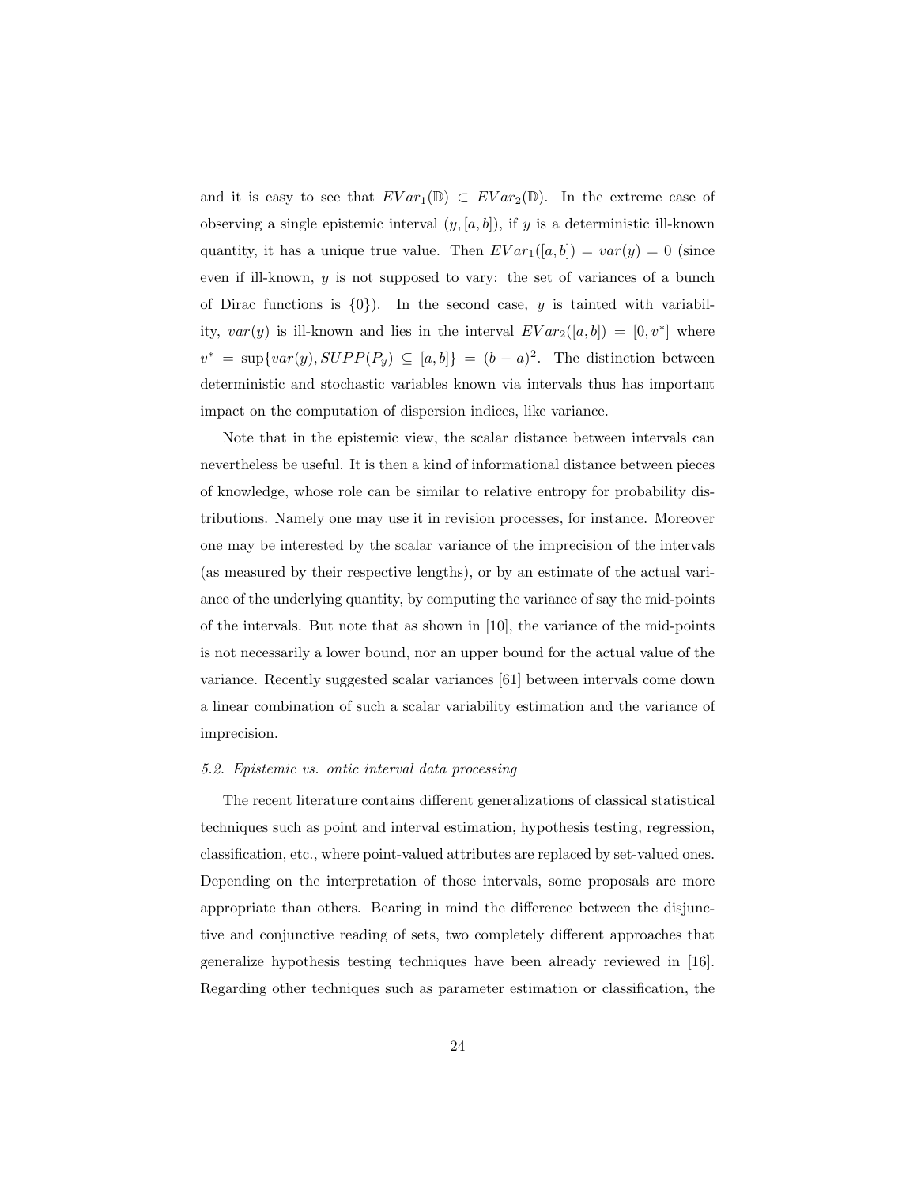and it is easy to see that $EVar_1(\mathbb{D}) \subset EVar_2(\mathbb{D})$. In the extreme case of observing a single epistemic interval $(y, [a, b])$, if $y$ is a deterministic ill-known quantity, it has a unique true value. Then $EVar_1([a, b]) = var(y) = 0$ (since even if ill-known, $y$ is not supposed to vary: the set of variances of a bunch of Dirac functions is $\{0\}$). In the second case, $y$ is tainted with variability, $var(y)$ is ill-known and lies in the interval $EVar_2([a, b]) = [0, v^*]$ where $v^* = \sup\{var(y), SUPP(P_y) \subseteq [a, b]\} = (b - a)^2$. The distinction between deterministic and stochastic variables known via intervals thus has important impact on the computation of dispersion indices, like variance.

Note that in the epistemic view, the scalar distance between intervals can nevertheless be useful. It is then a kind of informational distance between pieces of knowledge, whose role can be similar to relative entropy for probability distributions. Namely one may use it in revision processes, for instance. Moreover one may be interested by the scalar variance of the imprecision of the intervals (as measured by their respective lengths), or by an estimate of the actual variance of the underlying quantity, by computing the variance of say the mid-points of the intervals. But note that as shown in [10], the variance of the mid-points is not necessarily a lower bound, nor an upper bound for the actual value of the variance. Recently suggested scalar variances [61] between intervals come down a linear combination of such a scalar variability estimation and the variance of imprecision.

### *5.2. Epistemic vs. ontic interval data processing*

The recent literature contains different generalizations of classical statistical techniques such as point and interval estimation, hypothesis testing, regression, classification, etc., where point-valued attributes are replaced by set-valued ones. Depending on the interpretation of those intervals, some proposals are more appropriate than others. Bearing in mind the difference between the disjunctive and conjunctive reading of sets, two completely different approaches that generalize hypothesis testing techniques have been already reviewed in [16]. Regarding other techniques such as parameter estimation or classification, the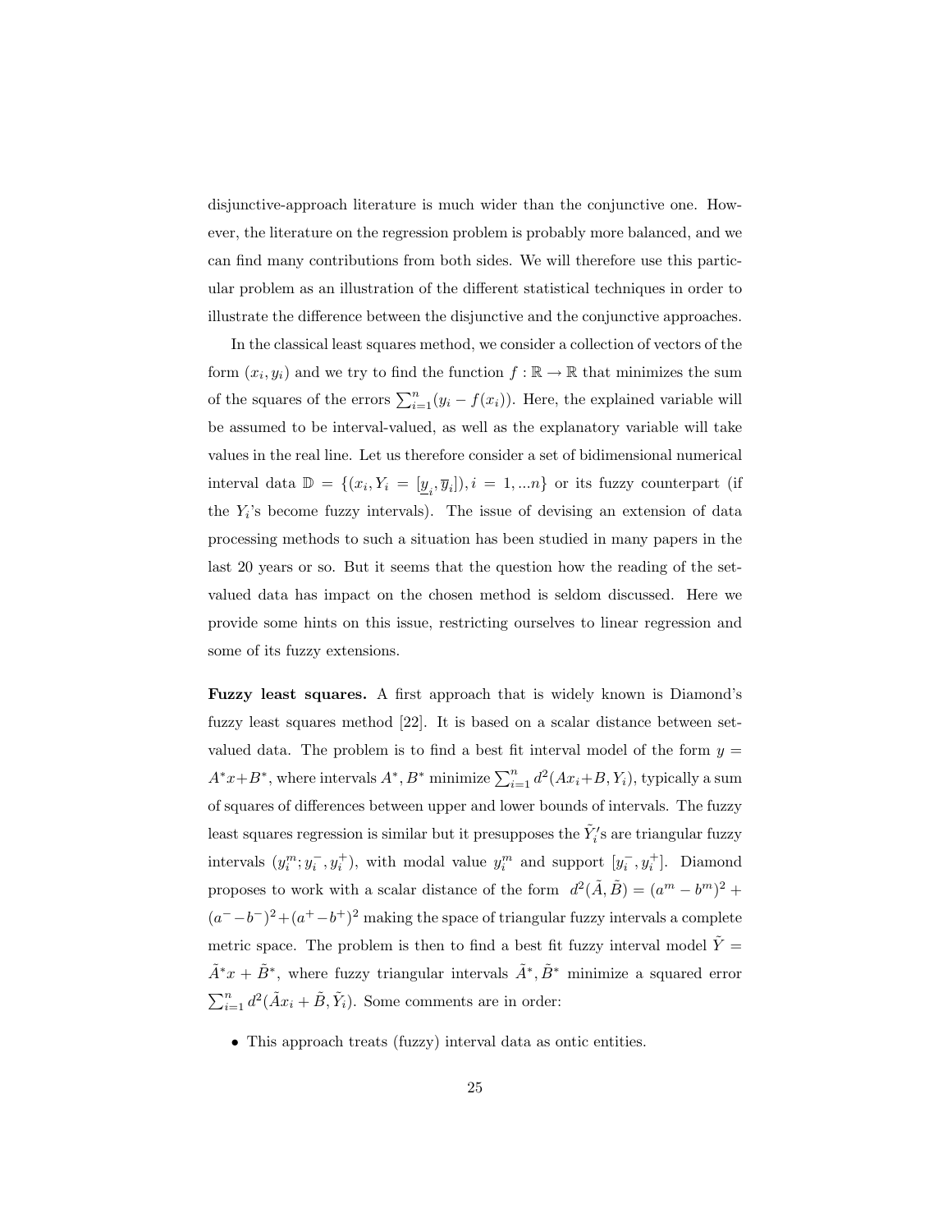disjunctive-approach literature is much wider than the conjunctive one. However, the literature on the regression problem is probably more balanced, and we can find many contributions from both sides. We will therefore use this particular problem as an illustration of the different statistical techniques in order to illustrate the difference between the disjunctive and the conjunctive approaches.

In the classical least squares method, we consider a collection of vectors of the form $(x_i, y_i)$ and we try to find the function $f : \mathbb{R} \to \mathbb{R}$ that minimizes the sum of the squares of the errors $\sum_{i=1}^{n}(y_i - f(x_i))$. Here, the explained variable will be assumed to be interval-valued, as well as the explanatory variable will take values in the real line. Let us therefore consider a set of bidimensional numerical interval data $\mathbb{D} = \{(x_i, Y_i = [\underline{y}_i, \overline{y}_i]), i = 1, ...n\}$ or its fuzzy counterpart (if the $Y_i$'s become fuzzy intervals). The issue of devising an extension of data processing methods to such a situation has been studied in many papers in the last 20 years or so. But it seems that the question how the reading of the set-valued data has impact on the chosen method is seldom discussed. Here we provide some hints on this issue, restricting ourselves to linear regression and some of its fuzzy extensions.

**Fuzzy least squares.** A first approach that is widely known is Diamond's fuzzy least squares method [22]. It is based on a scalar distance between set-valued data. The problem is to find a best fit interval model of the form $y = A^*x+B^*$, where intervals $A^*, B^*$ minimize $\sum_{i=1}^{n} d^2(Ax_i+B, Y_i)$, typically a sum of squares of differences between upper and lower bounds of intervals. The fuzzy least squares regression is similar but it presupposes the $\tilde{Y}_i'$s are triangular fuzzy intervals $(y_i^m; y_i^-, y_i^+)$, with modal value $y_i^m$ and support $[y_i^-, y_i^+]$. Diamond proposes to work with a scalar distance of the form $d^2(\tilde{A}, \tilde{B}) = (a^m - b^m)^2 + (a^- - b^-)^2 + (a^+ - b^+)^2$ making the space of triangular fuzzy intervals a complete metric space. The problem is then to find a best fit fuzzy interval model $\tilde{Y} = \tilde{A}^*x + \tilde{B}^*$, where fuzzy triangular intervals $\tilde{A}^*, \tilde{B}^*$ minimize a squared error $\sum_{i=1}^{n} d^2(\tilde{A}x_i + \tilde{B}, \tilde{Y}_i)$. Some comments are in order:

- This approach treats (fuzzy) interval data as ontic entities.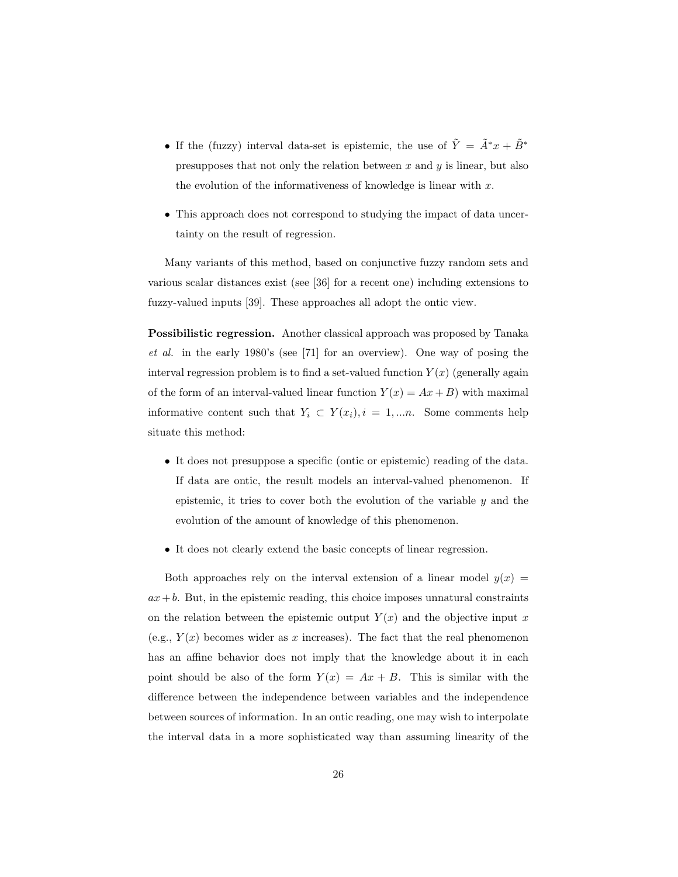- If the (fuzzy) interval data-set is epistemic, the use of $\tilde{Y} = \tilde{A}^* x + \tilde{B}^*$ presupposes that not only the relation between $x$ and $y$ is linear, but also the evolution of the informativeness of knowledge is linear with $x$.
- This approach does not correspond to studying the impact of data uncertainty on the result of regression.

Many variants of this method, based on conjunctive fuzzy random sets and various scalar distances exist (see [36] for a recent one) including extensions to fuzzy-valued inputs [39]. These approaches all adopt the ontic view.

**Possibilistic regression.** Another classical approach was proposed by Tanaka *et al.* in the early 1980's (see [71] for an overview). One way of posing the interval regression problem is to find a set-valued function $Y(x)$ (generally again of the form of an interval-valued linear function $Y(x) = Ax + B$) with maximal informative content such that $Y_i \subset Y(x_i), i = 1, ...n$. Some comments help situate this method:

- It does not presuppose a specific (ontic or epistemic) reading of the data. If data are ontic, the result models an interval-valued phenomenon. If epistemic, it tries to cover both the evolution of the variable $y$ and the evolution of the amount of knowledge of this phenomenon.
- It does not clearly extend the basic concepts of linear regression.

Both approaches rely on the interval extension of a linear model $y(x) = ax + b$. But, in the epistemic reading, this choice imposes unnatural constraints on the relation between the epistemic output $Y(x)$ and the objective input $x$ (e.g., $Y(x)$ becomes wider as $x$ increases). The fact that the real phenomenon has an affine behavior does not imply that the knowledge about it in each point should be also of the form $Y(x) = Ax + B$. This is similar with the difference between the independence between variables and the independence between sources of information. In an ontic reading, one may wish to interpolate the interval data in a more sophisticated way than assuming linearity of the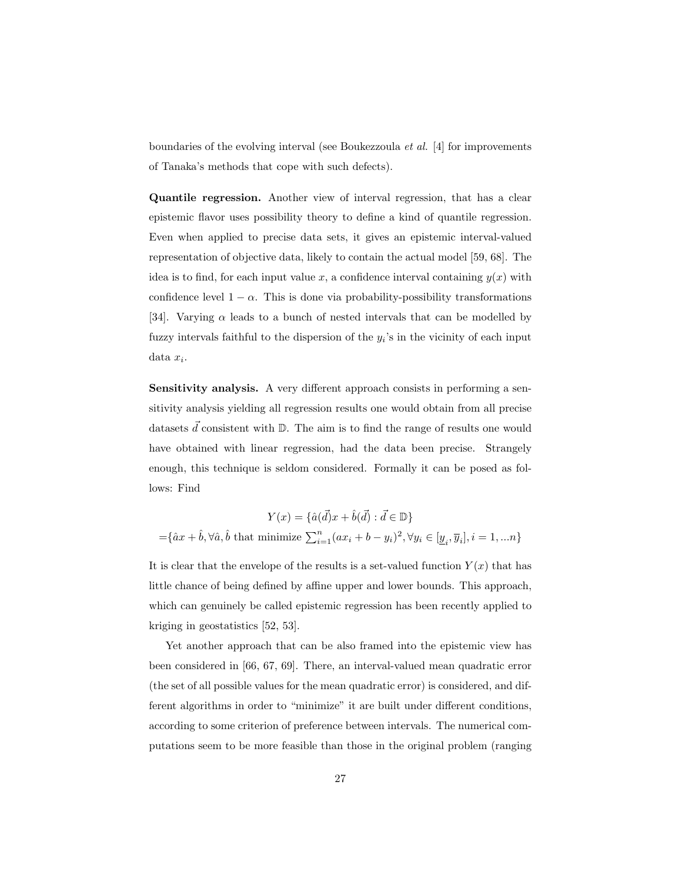boundaries of the evolving interval (see Boukezzoula *et al.* [4] for improvements of Tanaka's methods that cope with such defects).

**Quantile regression.** Another view of interval regression, that has a clear epistemic flavor uses possibility theory to define a kind of quantile regression. Even when applied to precise data sets, it gives an epistemic interval-valued representation of objective data, likely to contain the actual model [59, 68]. The idea is to find, for each input value $x$, a confidence interval containing $y(x)$ with confidence level $1 - \alpha$. This is done via probability-possibility transformations [34]. Varying $\alpha$ leads to a bunch of nested intervals that can be modelled by fuzzy intervals faithful to the dispersion of the $y_i$'s in the vicinity of each input data $x_i$.

**Sensitivity analysis.** A very different approach consists in performing a sensitivity analysis yielding all regression results one would obtain from all precise datasets $\vec{d}$ consistent with $\mathbb{D}$. The aim is to find the range of results one would have obtained with linear regression, had the data been precise. Strangely enough, this technique is seldom considered. Formally it can be posed as follows: Find

$$Y(x) = \{\hat{a}(\vec{d})x + \hat{b}(\vec{d}) : \vec{d} \in \mathbb{D}\}$$
$$=\{\hat{a}x + \hat{b}, \forall \hat{a}, \hat{b} \text{ that minimize } \sum_{i=1}^{n}(ax_i + b - y_i)^2, \forall y_i \in [\underline{y}_i, \overline{y}_i], i = 1, ...n\}$$

It is clear that the envelope of the results is a set-valued function $Y(x)$ that has little chance of being defined by affine upper and lower bounds. This approach, which can genuinely be called epistemic regression has been recently applied to kriging in geostatistics [52, 53].

Yet another approach that can be also framed into the epistemic view has been considered in [66, 67, 69]. There, an interval-valued mean quadratic error (the set of all possible values for the mean quadratic error) is considered, and different algorithms in order to "minimize" it are built under different conditions, according to some criterion of preference between intervals. The numerical computations seem to be more feasible than those in the original problem (ranging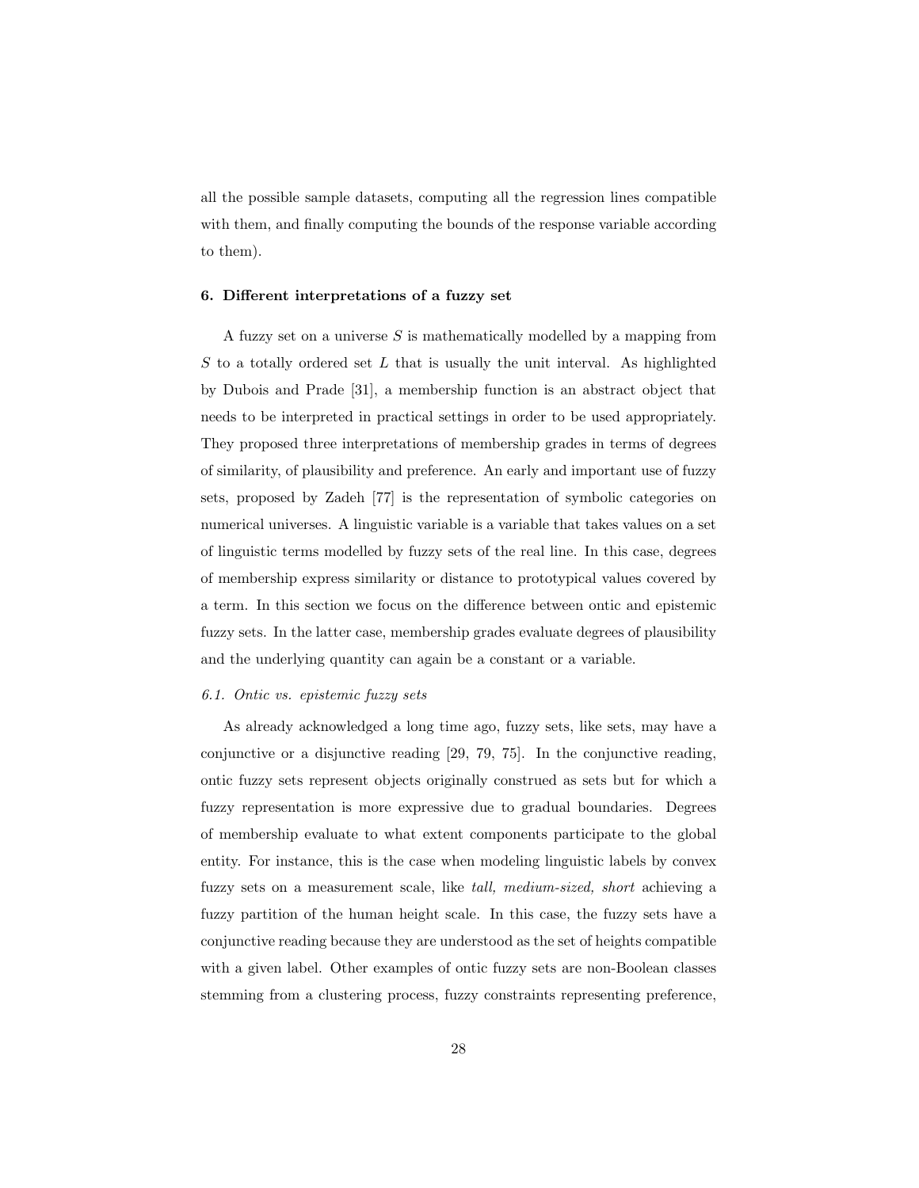all the possible sample datasets, computing all the regression lines compatible with them, and finally computing the bounds of the response variable according to them).

## 6. Different interpretations of a fuzzy set

A fuzzy set on a universe $S$ is mathematically modelled by a mapping from $S$ to a totally ordered set $L$ that is usually the unit interval. As highlighted by Dubois and Prade [31], a membership function is an abstract object that needs to be interpreted in practical settings in order to be used appropriately. They proposed three interpretations of membership grades in terms of degrees of similarity, of plausibility and preference. An early and important use of fuzzy sets, proposed by Zadeh [77] is the representation of symbolic categories on numerical universes. A linguistic variable is a variable that takes values on a set of linguistic terms modelled by fuzzy sets of the real line. In this case, degrees of membership express similarity or distance to prototypical values covered by a term. In this section we focus on the difference between ontic and epistemic fuzzy sets. In the latter case, membership grades evaluate degrees of plausibility and the underlying quantity can again be a constant or a variable.

### *6.1. Ontic vs. epistemic fuzzy sets*

As already acknowledged a long time ago, fuzzy sets, like sets, may have a conjunctive or a disjunctive reading [29, 79, 75]. In the conjunctive reading, ontic fuzzy sets represent objects originally construed as sets but for which a fuzzy representation is more expressive due to gradual boundaries. Degrees of membership evaluate to what extent components participate to the global entity. For instance, this is the case when modeling linguistic labels by convex fuzzy sets on a measurement scale, like *tall, medium-sized, short* achieving a fuzzy partition of the human height scale. In this case, the fuzzy sets have a conjunctive reading because they are understood as the set of heights compatible with a given label. Other examples of ontic fuzzy sets are non-Boolean classes stemming from a clustering process, fuzzy constraints representing preference,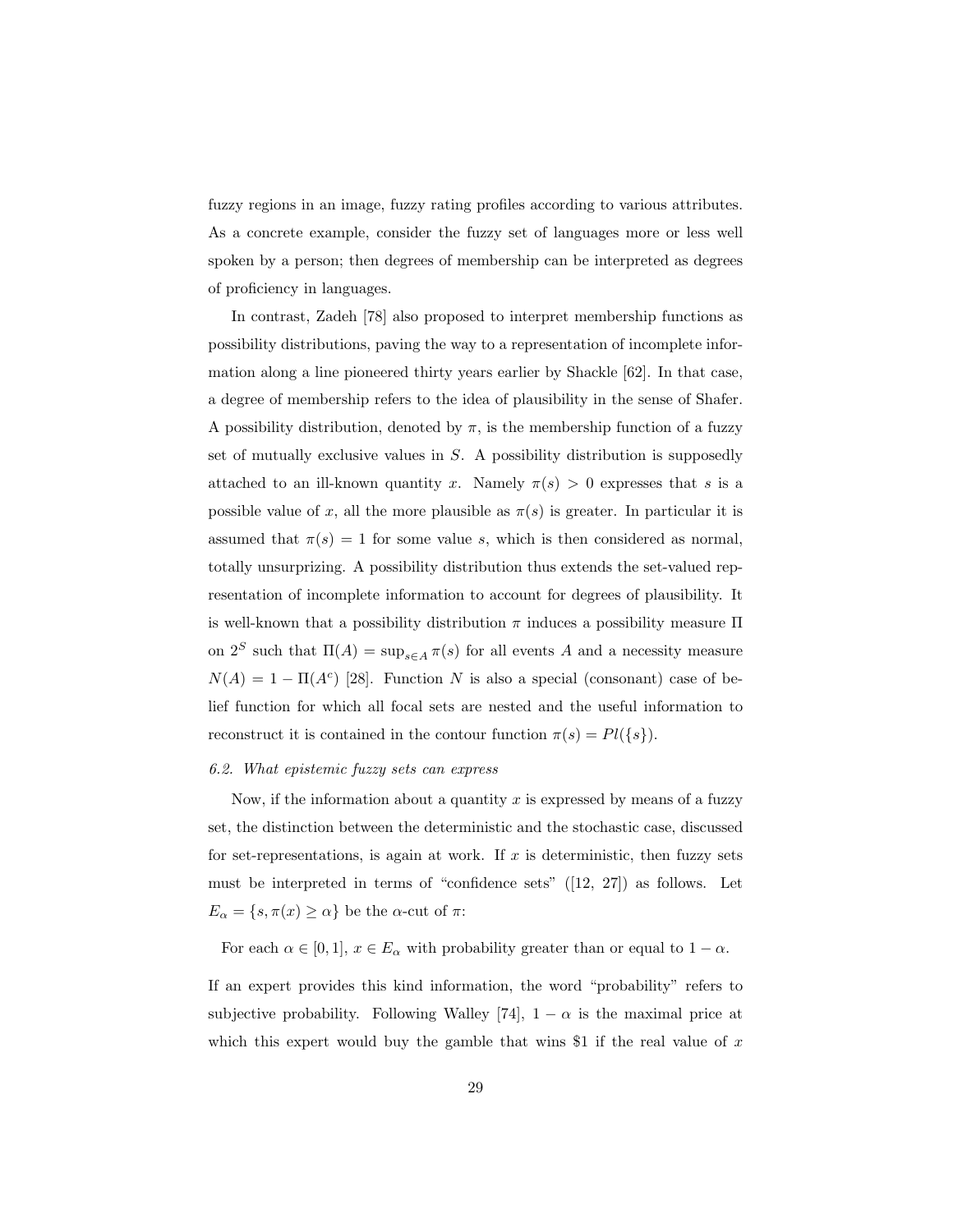fuzzy regions in an image, fuzzy rating profiles according to various attributes. As a concrete example, consider the fuzzy set of languages more or less well spoken by a person; then degrees of membership can be interpreted as degrees of proficiency in languages.

In contrast, Zadeh [78] also proposed to interpret membership functions as possibility distributions, paving the way to a representation of incomplete information along a line pioneered thirty years earlier by Shackle [62]. In that case, a degree of membership refers to the idea of plausibility in the sense of Shafer. A possibility distribution, denoted by $\pi$, is the membership function of a fuzzy set of mutually exclusive values in $S$. A possibility distribution is supposedly attached to an ill-known quantity $x$. Namely $\pi(s) > 0$ expresses that $s$ is a possible value of $x$, all the more plausible as $\pi(s)$ is greater. In particular it is assumed that $\pi(s) = 1$ for some value $s$, which is then considered as normal, totally unsurprizing. A possibility distribution thus extends the set-valued representation of incomplete information to account for degrees of plausibility. It is well-known that a possibility distribution $\pi$ induces a possibility measure $\Pi$ on $2^S$ such that $\Pi(A) = \sup_{s \in A} \pi(s)$ for all events $A$ and a necessity measure $N(A) = 1 - \Pi(A^c)$ [28]. Function $N$ is also a special (consonant) case of belief function for which all focal sets are nested and the useful information to reconstruct it is contained in the contour function $\pi(s) = Pl(\{s\})$.

### *6.2. What epistemic fuzzy sets can express*

Now, if the information about a quantity $x$ is expressed by means of a fuzzy set, the distinction between the deterministic and the stochastic case, discussed for set-representations, is again at work. If $x$ is deterministic, then fuzzy sets must be interpreted in terms of "confidence sets" ([12, 27]) as follows. Let $E_\alpha = \{s, \pi(x) \geq \alpha\}$ be the $\alpha$-cut of $\pi$:

For each $\alpha \in [0, 1]$, $x \in E_\alpha$ with probability greater than or equal to $1 - \alpha$.

If an expert provides this kind information, the word "probability" refers to subjective probability. Following Walley [74], $1 - \alpha$ is the maximal price at which this expert would buy the gamble that wins \$1 if the real value of $x$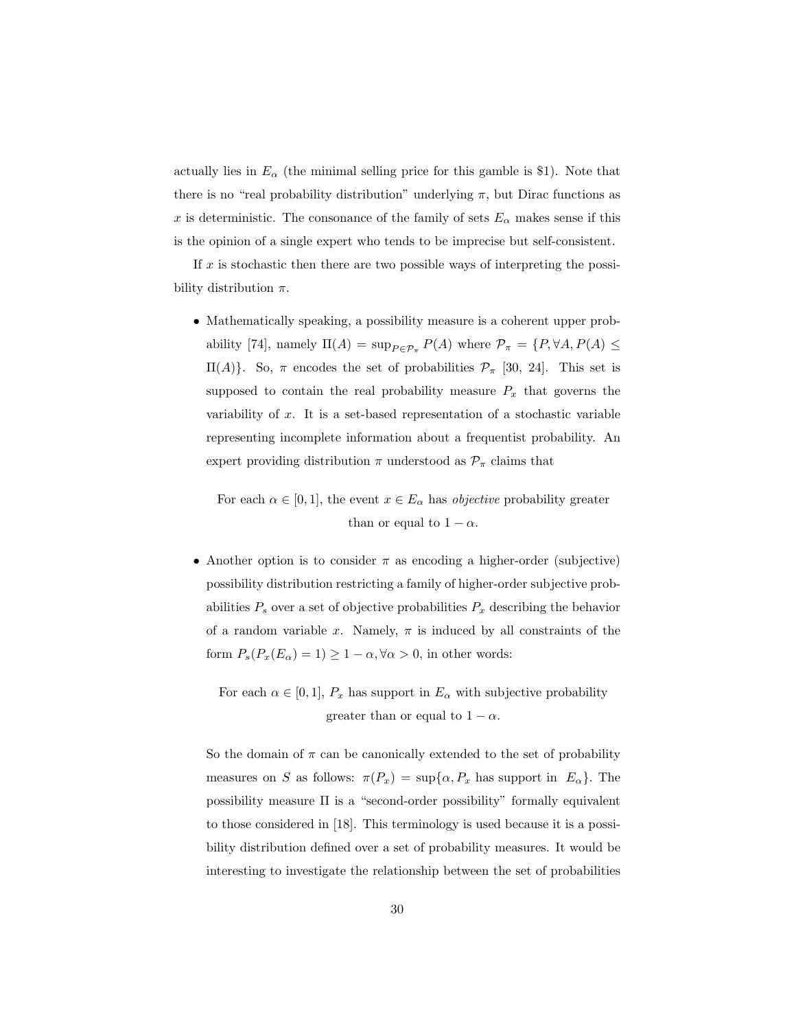actually lies in $E_\alpha$ (the minimal selling price for this gamble is \$1). Note that there is no "real probability distribution" underlying $\pi$, but Dirac functions as $x$ is deterministic. The consonance of the family of sets $E_\alpha$ makes sense if this is the opinion of a single expert who tends to be imprecise but self-consistent.

If $x$ is stochastic then there are two possible ways of interpreting the possibility distribution $\pi$.

- Mathematically speaking, a possibility measure is a coherent upper probability [74], namely $\Pi(A) = \sup_{P \in \mathcal{P}_\pi} P(A)$ where $\mathcal{P}_\pi = \{P, \forall A, P(A) \leq \Pi(A)\}$. So, $\pi$ encodes the set of probabilities $\mathcal{P}_\pi$ [30, 24]. This set is supposed to contain the real probability measure $P_x$ that governs the variability of $x$. It is a set-based representation of a stochastic variable representing incomplete information about a frequentist probability. An expert providing distribution $\pi$ understood as $\mathcal{P}_\pi$ claims that

  For each $\alpha \in [0, 1]$, the event $x \in E_\alpha$ has *objective* probability greater than or equal to $1 - \alpha$.

- Another option is to consider $\pi$ as encoding a higher-order (subjective) possibility distribution restricting a family of higher-order subjective probabilities $P_s$ over a set of objective probabilities $P_x$ describing the behavior of a random variable $x$. Namely, $\pi$ is induced by all constraints of the form $P_s(P_x(E_\alpha) = 1) \geq 1 - \alpha, \forall \alpha > 0$, in other words:

  For each $\alpha \in [0, 1]$, $P_x$ has support in $E_\alpha$ with subjective probability greater than or equal to $1 - \alpha$.

  So the domain of $\pi$ can be canonically extended to the set of probability measures on $S$ as follows: $\pi(P_x) = \sup\{\alpha, P_x \text{ has support in } E_\alpha\}$. The possibility measure $\Pi$ is a "second-order possibility" formally equivalent to those considered in [18]. This terminology is used because it is a possibility distribution defined over a set of probability measures. It would be interesting to investigate the relationship between the set of probabilities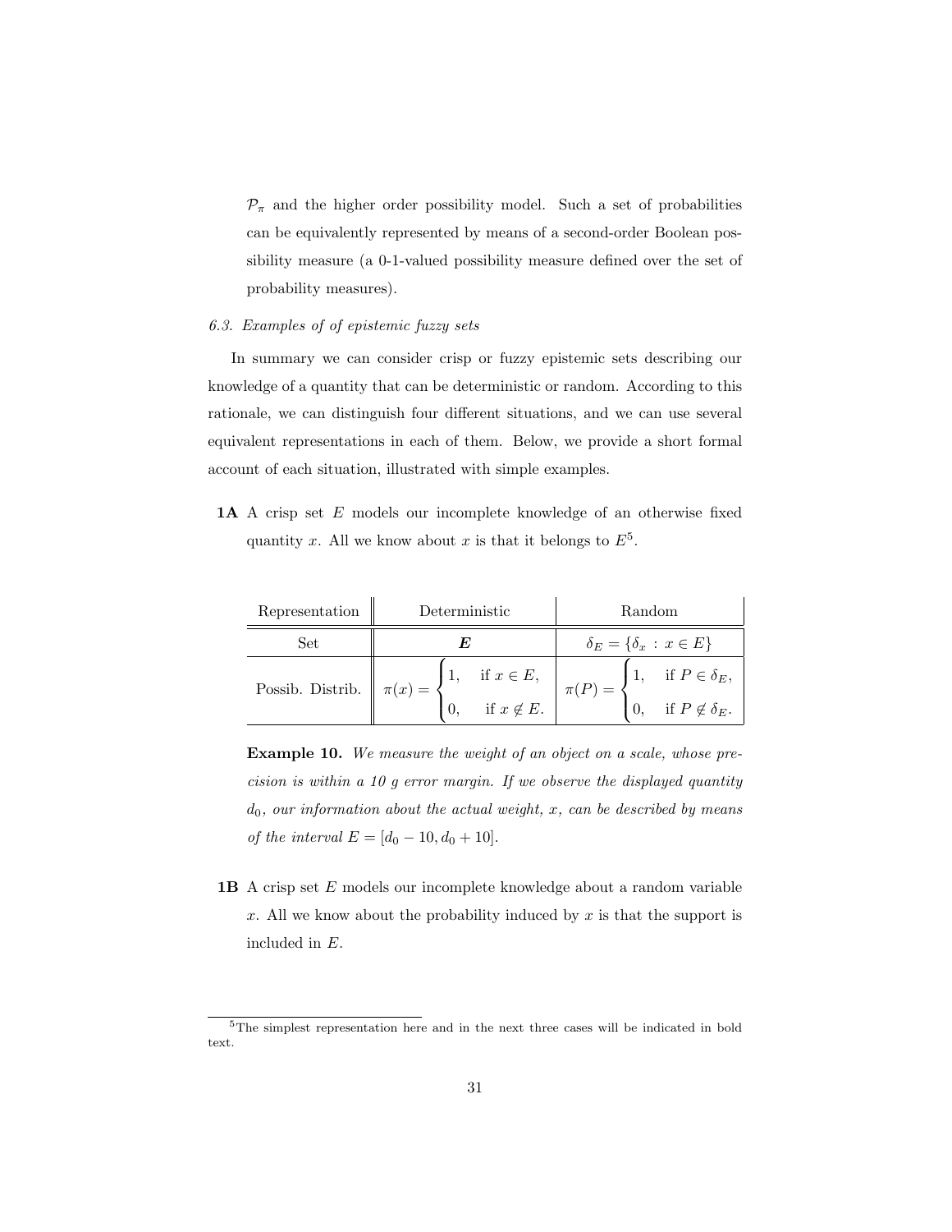$\mathcal{P}_\pi$ and the higher order possibility model. Such a set of probabilities can be equivalently represented by means of a second-order Boolean possibility measure (a 0-1-valued possibility measure defined over the set of probability measures).

### 6.3. Examples of of epistemic fuzzy sets

In summary we can consider crisp or fuzzy epistemic sets describing our knowledge of a quantity that can be deterministic or random. According to this rationale, we can distinguish four different situations, and we can use several equivalent representations in each of them. Below, we provide a short formal account of each situation, illustrated with simple examples.

**1A** A crisp set $E$ models our incomplete knowledge of an otherwise fixed quantity $x$. All we know about $x$ is that it belongs to $E$[5].

| Representation | Deterministic | Random |
|---|---|---|
| Set | $\boldsymbol{E}$ | $\delta_E = \{\delta_x : x \in E\}$ |
| Possib. Distrib. | $\pi(x) = \begin{cases} 1, & \text{if } x \in E, \\ 0, & \text{if } x \notin E. \end{cases}$ | $\pi(P) = \begin{cases} 1, & \text{if } P \in \delta_E, \\ 0, & \text{if } P \notin \delta_E. \end{cases}$ |

**Example 10.** *We measure the weight of an object on a scale, whose precision is within a 10 g error margin. If we observe the displayed quantity $d_0$, our information about the actual weight, $x$, can be described by means of the interval $E = [d_0 - 10, d_0 + 10]$.*

**1B** A crisp set $E$ models our incomplete knowledge about a random variable $x$. All we know about the probability induced by $x$ is that the support is included in $E$.

[5] The simplest representation here and in the next three cases will be indicated in bold text.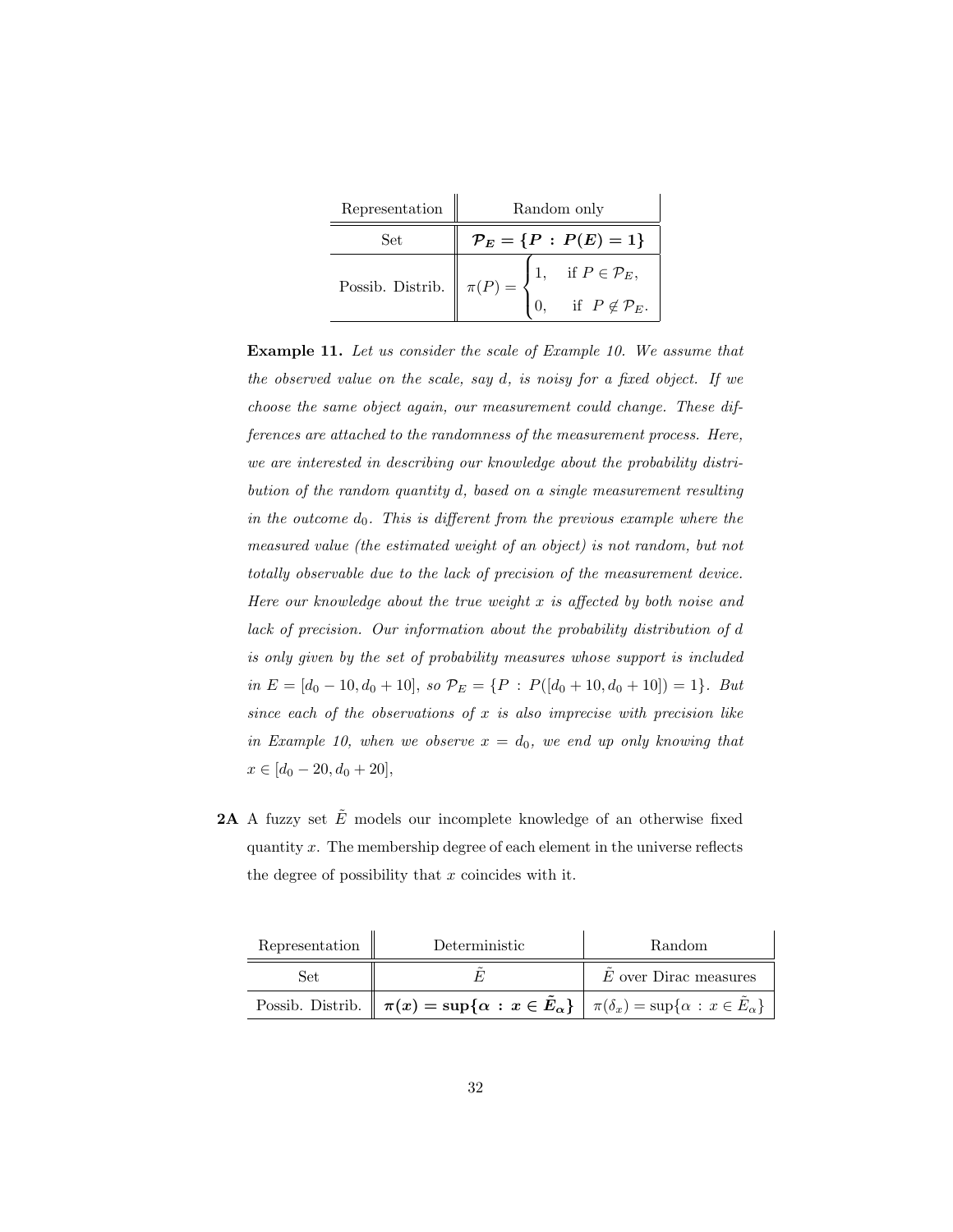| Representation | Random only |
|---|---|
| Set | $\boldsymbol{\mathcal{P}_E = \{P \,:\, P(E) = 1\}}$ |
| Possib. Distrib. | $\pi(P) = \begin{cases} 1, & \text{if } P \in \mathcal{P}_E, \\ 0, & \text{if } P \notin \mathcal{P}_E. \end{cases}$ |

**Example 11.** *Let us consider the scale of Example 10. We assume that the observed value on the scale, say $d$, is noisy for a fixed object. If we choose the same object again, our measurement could change. These differences are attached to the randomness of the measurement process. Here, we are interested in describing our knowledge about the probability distribution of the random quantity $d$, based on a single measurement resulting in the outcome $d_0$. This is different from the previous example where the measured value (the estimated weight of an object) is not random, but not totally observable due to the lack of precision of the measurement device. Here our knowledge about the true weight $x$ is affected by both noise and lack of precision. Our information about the probability distribution of $d$ is only given by the set of probability measures whose support is included in $E = [d_0 - 10, d_0 + 10]$, so $\mathcal{P}_E = \{P \,:\, P([d_0 + 10, d_0 + 10]) = 1\}$. But since each of the observations of $x$ is also imprecise with precision like in Example 10, when we observe $x = d_0$, we end up only knowing that $x \in [d_0 - 20, d_0 + 20]$,*

**2A** A fuzzy set $\tilde{E}$ models our incomplete knowledge of an otherwise fixed quantity $x$. The membership degree of each element in the universe reflects the degree of possibility that $x$ coincides with it.

| Representation | Deterministic | Random |
|---|---|---|
| Set | $\tilde{E}$ | $\tilde{E}$ over Dirac measures |
| Possib. Distrib. | $\boldsymbol{\pi(x) = \sup\{\alpha \,:\, x \in \tilde{E}_\alpha\}}$ | $\pi(\delta_x) = \sup\{\alpha \,:\, x \in \tilde{E}_\alpha\}$ |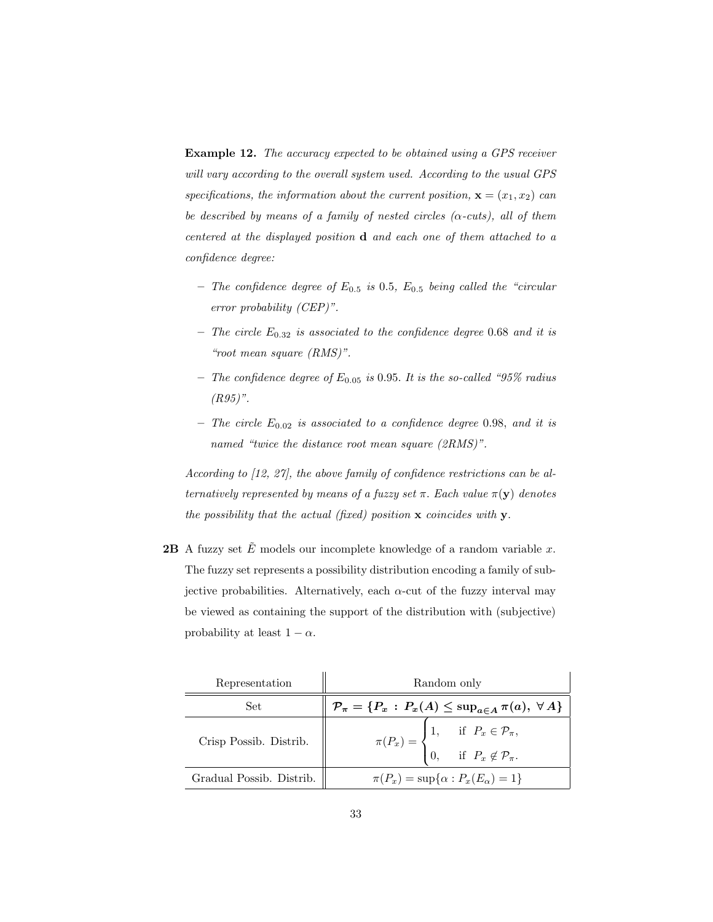**Example 12.** *The accuracy expected to be obtained using a GPS receiver will vary according to the overall system used. According to the usual GPS specifications, the information about the current position,* $\mathbf{x} = (x_1, x_2)$ *can be described by means of a family of nested circles (*$\alpha$*-cuts), all of them centered at the displayed position* $\mathbf{d}$ *and each one of them attached to a confidence degree:*

- *The confidence degree of* $E_{0.5}$ *is* 0.5*,* $E_{0.5}$ *being called the "circular error probability (CEP)".*
- *The circle* $E_{0.32}$ *is associated to the confidence degree* 0.68 *and it is "root mean square (RMS)".*
- *The confidence degree of* $E_{0.05}$ *is* 0.95*. It is the so-called "95% radius (R95)".*
- *The circle* $E_{0.02}$ *is associated to a confidence degree* 0.98*, and it is named "twice the distance root mean square (2RMS)".*

*According to [12, 27], the above family of confidence restrictions can be alternatively represented by means of a fuzzy set* $\pi$*. Each value* $\pi(\mathbf{y})$ *denotes the possibility that the actual (fixed) position* $\mathbf{x}$ *coincides with* $\mathbf{y}$*.*

**2B** A fuzzy set $\tilde{E}$ models our incomplete knowledge of a random variable $x$. The fuzzy set represents a possibility distribution encoding a family of subjective probabilities. Alternatively, each $\alpha$-cut of the fuzzy interval may be viewed as containing the support of the distribution with (subjective) probability at least $1 - \alpha$.

| Representation | Random only |
|---|---|
| Set | $\boldsymbol{\mathcal{P}_\pi = \{P_x \,:\, P_x(A) \leq \sup_{a \in A} \pi(a),\ \forall A\}}$ |
| Crisp Possib. Distrib. | $\pi(P_x) = \begin{cases} 1, & \text{if } P_x \in \mathcal{P}_\pi, \\ 0, & \text{if } P_x \notin \mathcal{P}_\pi. \end{cases}$ |
| Gradual Possib. Distrib. | $\pi(P_x) = \sup\{\alpha : P_x(E_\alpha) = 1\}$ |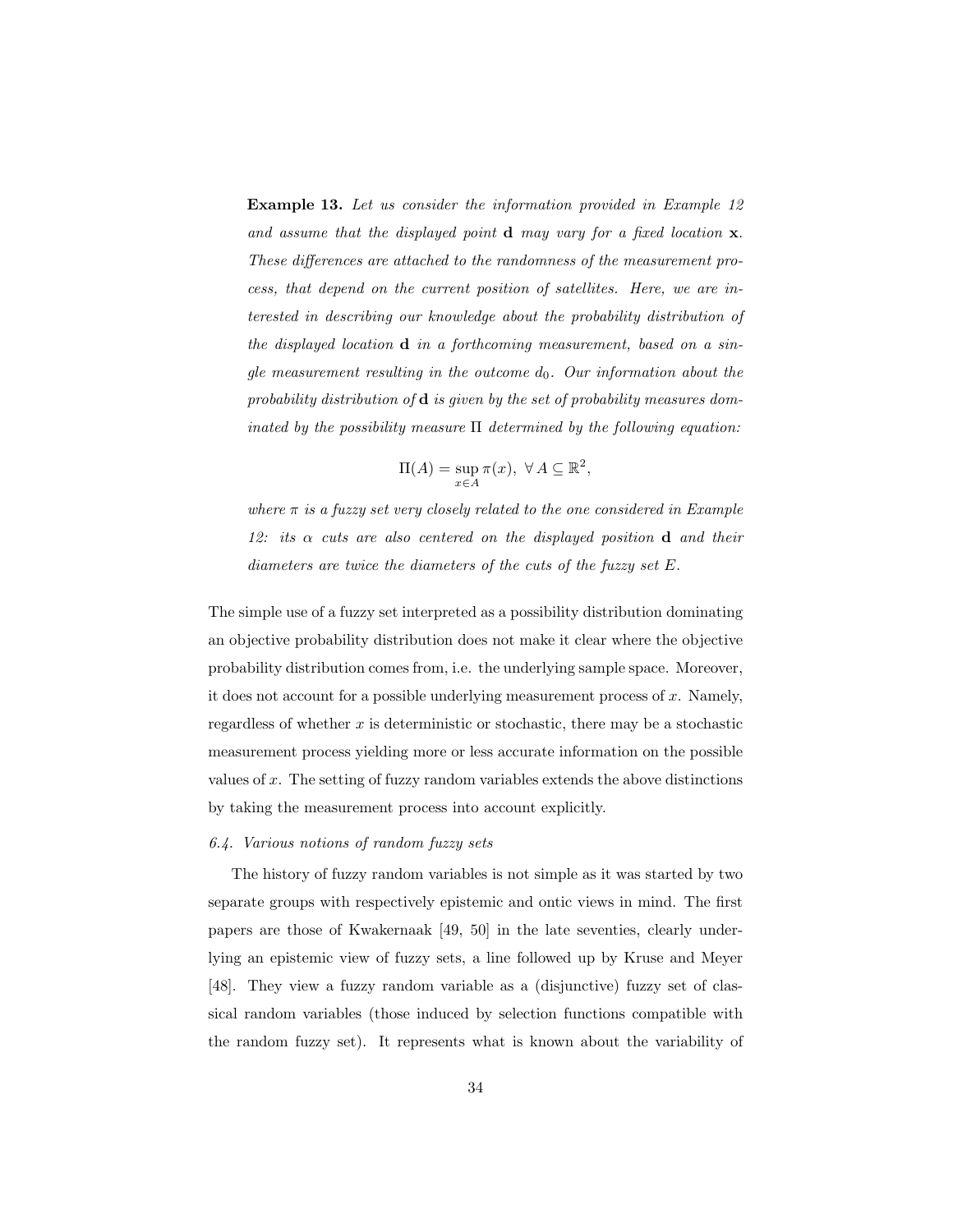**Example 13.** *Let us consider the information provided in Example 12 and assume that the displayed point* $\mathbf{d}$ *may vary for a fixed location* $\mathbf{x}$*. These differences are attached to the randomness of the measurement process, that depend on the current position of satellites. Here, we are interested in describing our knowledge about the probability distribution of the displayed location* $\mathbf{d}$ *in a forthcoming measurement, based on a single measurement resulting in the outcome* $d_0$*. Our information about the probability distribution of* $\mathbf{d}$ *is given by the set of probability measures dominated by the possibility measure* $\Pi$ *determined by the following equation:*

$$\Pi(A) = \sup_{x \in A} \pi(x), \ \forall\, A \subseteq \mathbb{R}^2,$$

*where* $\pi$ *is a fuzzy set very closely related to the one considered in Example 12: its* $\alpha$ *cuts are also centered on the displayed position* $\mathbf{d}$ *and their diameters are twice the diameters of the cuts of the fuzzy set* $E$*.*

The simple use of a fuzzy set interpreted as a possibility distribution dominating an objective probability distribution does not make it clear where the objective probability distribution comes from, i.e. the underlying sample space. Moreover, it does not account for a possible underlying measurement process of $x$. Namely, regardless of whether $x$ is deterministic or stochastic, there may be a stochastic measurement process yielding more or less accurate information on the possible values of $x$. The setting of fuzzy random variables extends the above distinctions by taking the measurement process into account explicitly.

### *6.4. Various notions of random fuzzy sets*

The history of fuzzy random variables is not simple as it was started by two separate groups with respectively epistemic and ontic views in mind. The first papers are those of Kwakernaak [49, 50] in the late seventies, clearly underlying an epistemic view of fuzzy sets, a line followed up by Kruse and Meyer [48]. They view a fuzzy random variable as a (disjunctive) fuzzy set of classical random variables (those induced by selection functions compatible with the random fuzzy set). It represents what is known about the variability of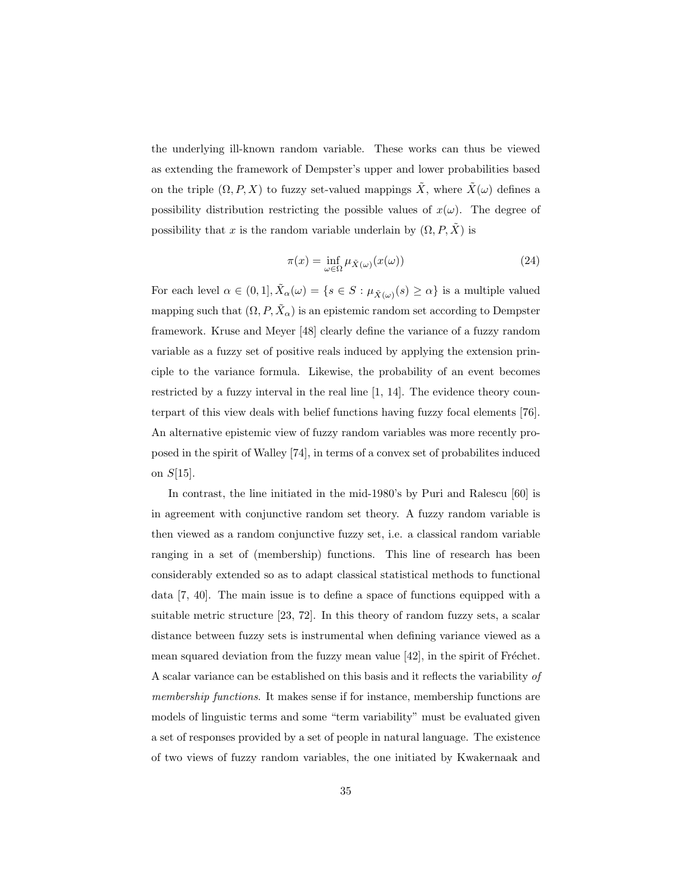the underlying ill-known random variable. These works can thus be viewed as extending the framework of Dempster's upper and lower probabilities based on the triple $(\Omega, P, X)$ to fuzzy set-valued mappings $\tilde{X}$, where $\tilde{X}(\omega)$ defines a possibility distribution restricting the possible values of $x(\omega)$. The degree of possibility that $x$ is the random variable underlain by $(\Omega, P, \tilde{X})$ is

$$\pi(x) = \inf_{\omega \in \Omega} \mu_{\tilde{X}(\omega)}(x(\omega)) \tag{24}$$

For each level $\alpha \in (0, 1], \tilde{X}_\alpha(\omega) = \{s \in S : \mu_{\tilde{X}(\omega)}(s) \geq \alpha\}$ is a multiple valued mapping such that $(\Omega, P, \tilde{X}_\alpha)$ is an epistemic random set according to Dempster framework. Kruse and Meyer [48] clearly define the variance of a fuzzy random variable as a fuzzy set of positive reals induced by applying the extension principle to the variance formula. Likewise, the probability of an event becomes restricted by a fuzzy interval in the real line [1, 14]. The evidence theory counterpart of this view deals with belief functions having fuzzy focal elements [76]. An alternative epistemic view of fuzzy random variables was more recently proposed in the spirit of Walley [74], in terms of a convex set of probabilites induced on $S$[15].

In contrast, the line initiated in the mid-1980's by Puri and Ralescu [60] is in agreement with conjunctive random set theory. A fuzzy random variable is then viewed as a random conjunctive fuzzy set, i.e. a classical random variable ranging in a set of (membership) functions. This line of research has been considerably extended so as to adapt classical statistical methods to functional data [7, 40]. The main issue is to define a space of functions equipped with a suitable metric structure [23, 72]. In this theory of random fuzzy sets, a scalar distance between fuzzy sets is instrumental when defining variance viewed as a mean squared deviation from the fuzzy mean value [42], in the spirit of Fréchet. A scalar variance can be established on this basis and it reflects the variability *of membership functions*. It makes sense if for instance, membership functions are models of linguistic terms and some "term variability" must be evaluated given a set of responses provided by a set of people in natural language. The existence of two views of fuzzy random variables, the one initiated by Kwakernaak and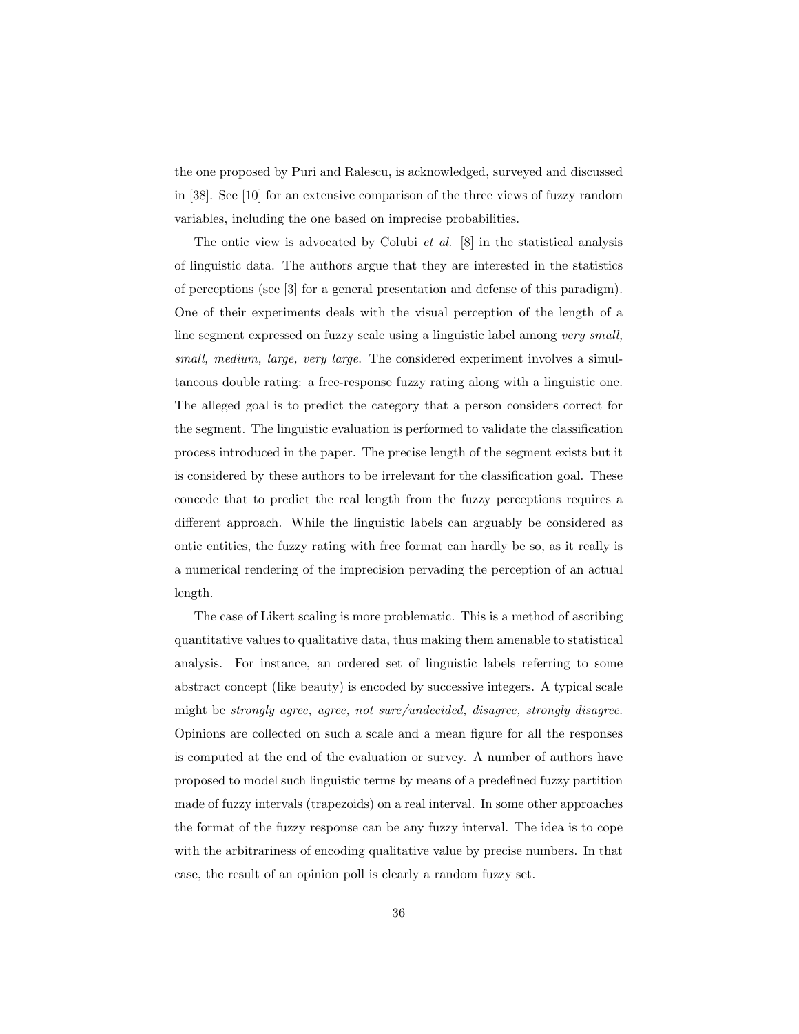the one proposed by Puri and Ralescu, is acknowledged, surveyed and discussed in [38]. See [10] for an extensive comparison of the three views of fuzzy random variables, including the one based on imprecise probabilities.

The ontic view is advocated by Colubi *et al.* [8] in the statistical analysis of linguistic data. The authors argue that they are interested in the statistics of perceptions (see [3] for a general presentation and defense of this paradigm). One of their experiments deals with the visual perception of the length of a line segment expressed on fuzzy scale using a linguistic label among *very small, small, medium, large, very large*. The considered experiment involves a simultaneous double rating: a free-response fuzzy rating along with a linguistic one. The alleged goal is to predict the category that a person considers correct for the segment. The linguistic evaluation is performed to validate the classification process introduced in the paper. The precise length of the segment exists but it is considered by these authors to be irrelevant for the classification goal. These concede that to predict the real length from the fuzzy perceptions requires a different approach. While the linguistic labels can arguably be considered as ontic entities, the fuzzy rating with free format can hardly be so, as it really is a numerical rendering of the imprecision pervading the perception of an actual length.

The case of Likert scaling is more problematic. This is a method of ascribing quantitative values to qualitative data, thus making them amenable to statistical analysis. For instance, an ordered set of linguistic labels referring to some abstract concept (like beauty) is encoded by successive integers. A typical scale might be *strongly agree, agree, not sure/undecided, disagree, strongly disagree*. Opinions are collected on such a scale and a mean figure for all the responses is computed at the end of the evaluation or survey. A number of authors have proposed to model such linguistic terms by means of a predefined fuzzy partition made of fuzzy intervals (trapezoids) on a real interval. In some other approaches the format of the fuzzy response can be any fuzzy interval. The idea is to cope with the arbitrariness of encoding qualitative value by precise numbers. In that case, the result of an opinion poll is clearly a random fuzzy set.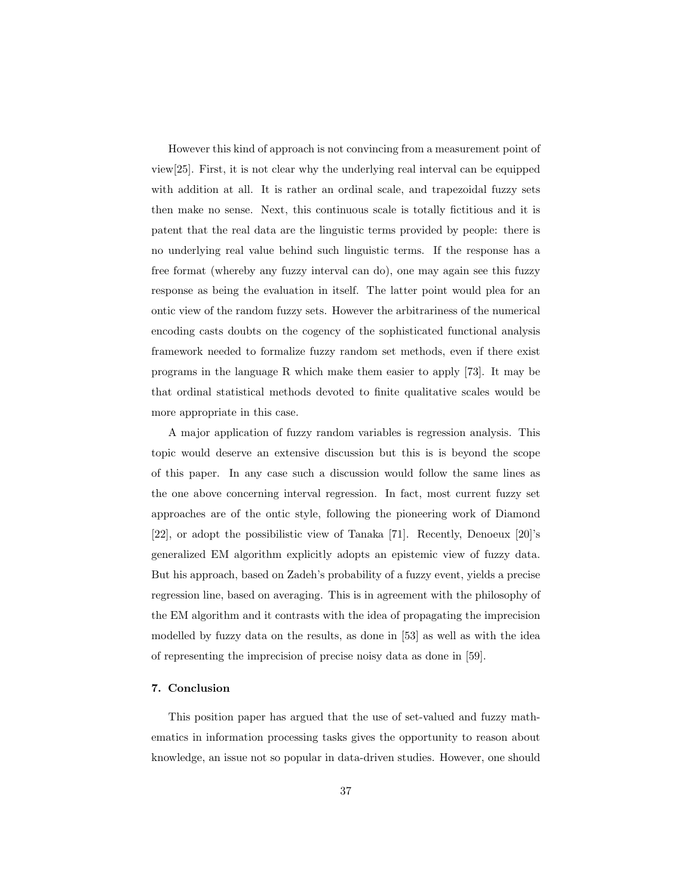However this kind of approach is not convincing from a measurement point of view[25]. First, it is not clear why the underlying real interval can be equipped with addition at all. It is rather an ordinal scale, and trapezoidal fuzzy sets then make no sense. Next, this continuous scale is totally fictitious and it is patent that the real data are the linguistic terms provided by people: there is no underlying real value behind such linguistic terms. If the response has a free format (whereby any fuzzy interval can do), one may again see this fuzzy response as being the evaluation in itself. The latter point would plea for an ontic view of the random fuzzy sets. However the arbitrariness of the numerical encoding casts doubts on the cogency of the sophisticated functional analysis framework needed to formalize fuzzy random set methods, even if there exist programs in the language R which make them easier to apply [73]. It may be that ordinal statistical methods devoted to finite qualitative scales would be more appropriate in this case.

A major application of fuzzy random variables is regression analysis. This topic would deserve an extensive discussion but this is is beyond the scope of this paper. In any case such a discussion would follow the same lines as the one above concerning interval regression. In fact, most current fuzzy set approaches are of the ontic style, following the pioneering work of Diamond [22], or adopt the possibilistic view of Tanaka [71]. Recently, Denoeux [20]'s generalized EM algorithm explicitly adopts an epistemic view of fuzzy data. But his approach, based on Zadeh's probability of a fuzzy event, yields a precise regression line, based on averaging. This is in agreement with the philosophy of the EM algorithm and it contrasts with the idea of propagating the imprecision modelled by fuzzy data on the results, as done in [53] as well as with the idea of representing the imprecision of precise noisy data as done in [59].

## 7. Conclusion

This position paper has argued that the use of set-valued and fuzzy mathematics in information processing tasks gives the opportunity to reason about knowledge, an issue not so popular in data-driven studies. However, one should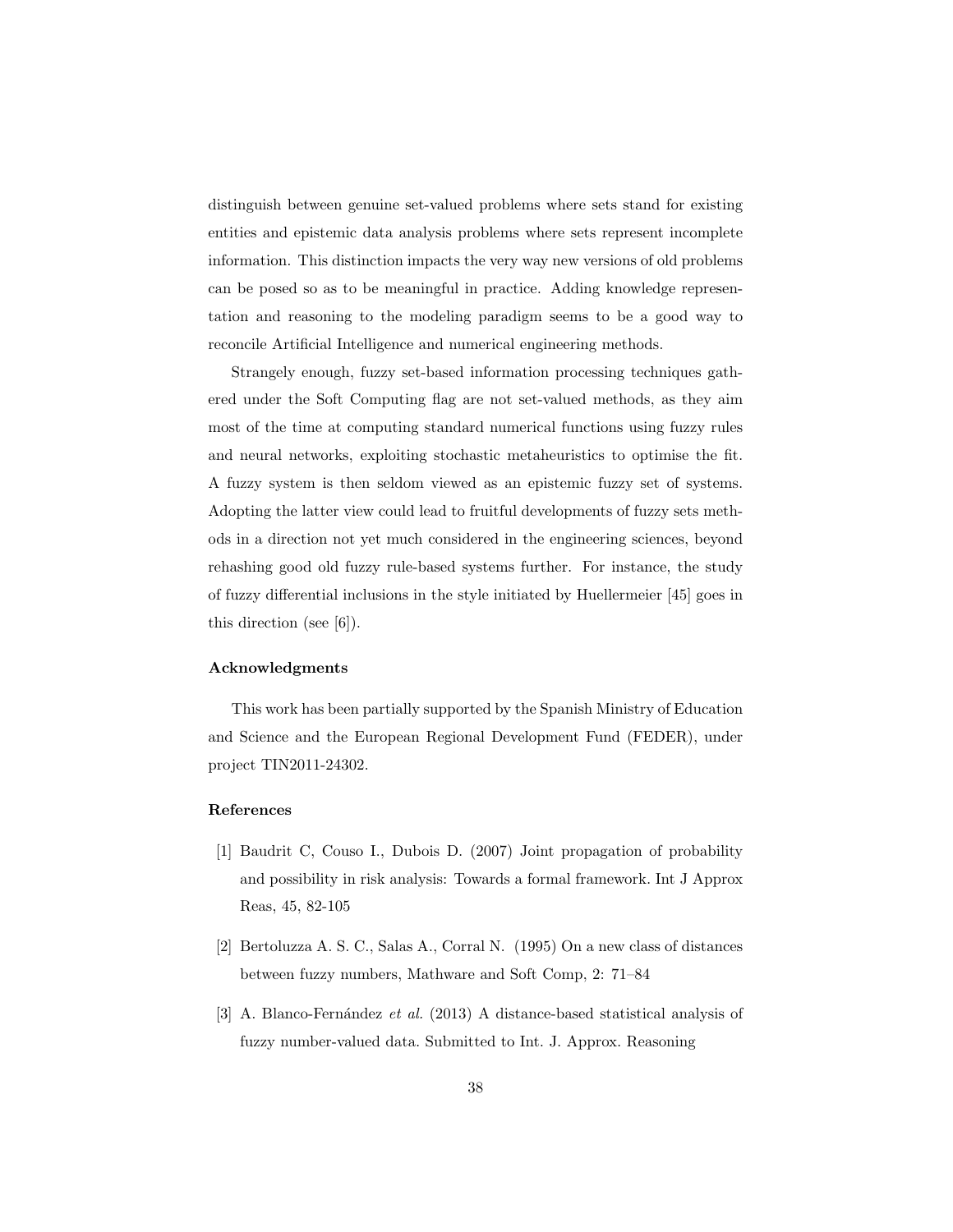distinguish between genuine set-valued problems where sets stand for existing entities and epistemic data analysis problems where sets represent incomplete information. This distinction impacts the very way new versions of old problems can be posed so as to be meaningful in practice. Adding knowledge representation and reasoning to the modeling paradigm seems to be a good way to reconcile Artificial Intelligence and numerical engineering methods.

Strangely enough, fuzzy set-based information processing techniques gathered under the Soft Computing flag are not set-valued methods, as they aim most of the time at computing standard numerical functions using fuzzy rules and neural networks, exploiting stochastic metaheuristics to optimise the fit. A fuzzy system is then seldom viewed as an epistemic fuzzy set of systems. Adopting the latter view could lead to fruitful developments of fuzzy sets methods in a direction not yet much considered in the engineering sciences, beyond rehashing good old fuzzy rule-based systems further. For instance, the study of fuzzy differential inclusions in the style initiated by Huellermeier [45] goes in this direction (see [6]).

### Acknowledgments

This work has been partially supported by the Spanish Ministry of Education and Science and the European Regional Development Fund (FEDER), under project TIN2011-24302.

### References

[1] Baudrit C, Couso I., Dubois D. (2007) Joint propagation of probability and possibility in risk analysis: Towards a formal framework. Int J Approx Reas, 45, 82-105

[2] Bertoluzza A. S. C., Salas A., Corral N. (1995) On a new class of distances between fuzzy numbers, Mathware and Soft Comp, 2: 71–84

[3] A. Blanco-Fernández *et al.* (2013) A distance-based statistical analysis of fuzzy number-valued data. Submitted to Int. J. Approx. Reasoning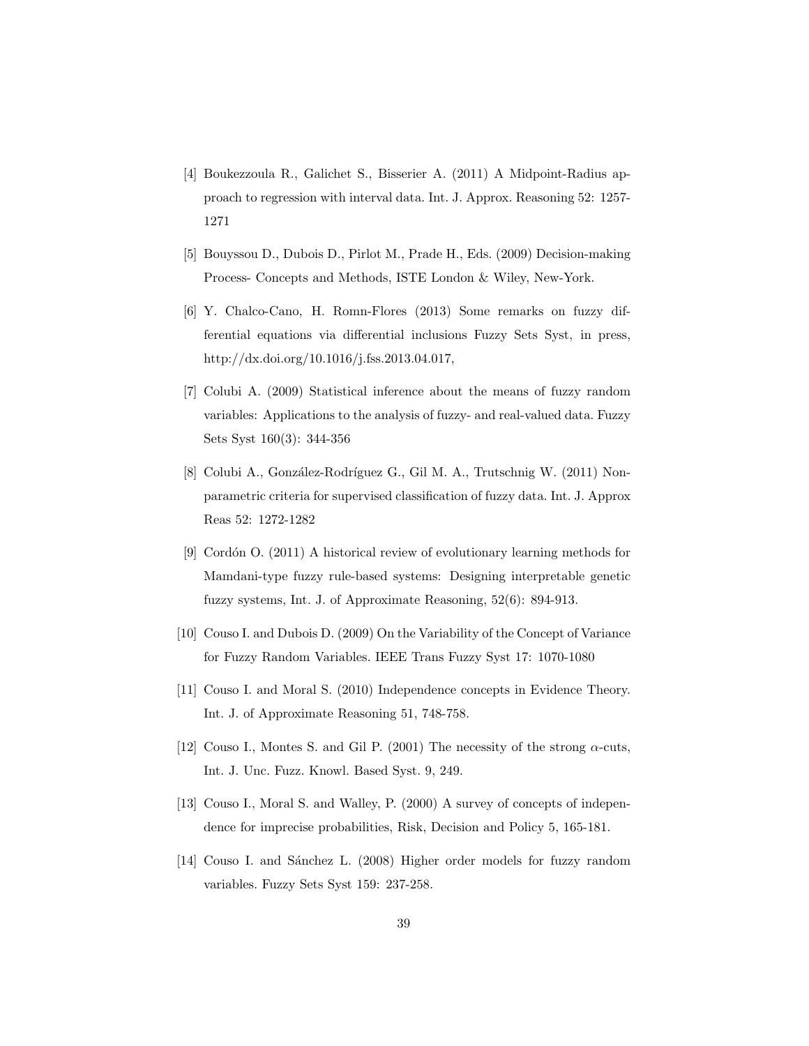[4] Boukezzoula R., Galichet S., Bisserier A. (2011) A Midpoint-Radius approach to regression with interval data. Int. J. Approx. Reasoning 52: 1257-1271

[5] Bouyssou D., Dubois D., Pirlot M., Prade H., Eds. (2009) Decision-making Process- Concepts and Methods, ISTE London & Wiley, New-York.

[6] Y. Chalco-Cano, H. Romn-Flores (2013) Some remarks on fuzzy differential equations via differential inclusions Fuzzy Sets Syst, in press, http://dx.doi.org/10.1016/j.fss.2013.04.017,

[7] Colubi A. (2009) Statistical inference about the means of fuzzy random variables: Applications to the analysis of fuzzy- and real-valued data. Fuzzy Sets Syst 160(3): 344-356

[8] Colubi A., González-Rodríguez G., Gil M. A., Trutschnig W. (2011) Nonparametric criteria for supervised classification of fuzzy data. Int. J. Approx Reas 52: 1272-1282

[9] Cordón O. (2011) A historical review of evolutionary learning methods for Mamdani-type fuzzy rule-based systems: Designing interpretable genetic fuzzy systems, Int. J. of Approximate Reasoning, 52(6): 894-913.

[10] Couso I. and Dubois D. (2009) On the Variability of the Concept of Variance for Fuzzy Random Variables. IEEE Trans Fuzzy Syst 17: 1070-1080

[11] Couso I. and Moral S. (2010) Independence concepts in Evidence Theory. Int. J. of Approximate Reasoning 51, 748-758.

[12] Couso I., Montes S. and Gil P. (2001) The necessity of the strong $\alpha$-cuts, Int. J. Unc. Fuzz. Knowl. Based Syst. 9, 249.

[13] Couso I., Moral S. and Walley, P. (2000) A survey of concepts of independence for imprecise probabilities, Risk, Decision and Policy 5, 165-181.

[14] Couso I. and Sánchez L. (2008) Higher order models for fuzzy random variables. Fuzzy Sets Syst 159: 237-258.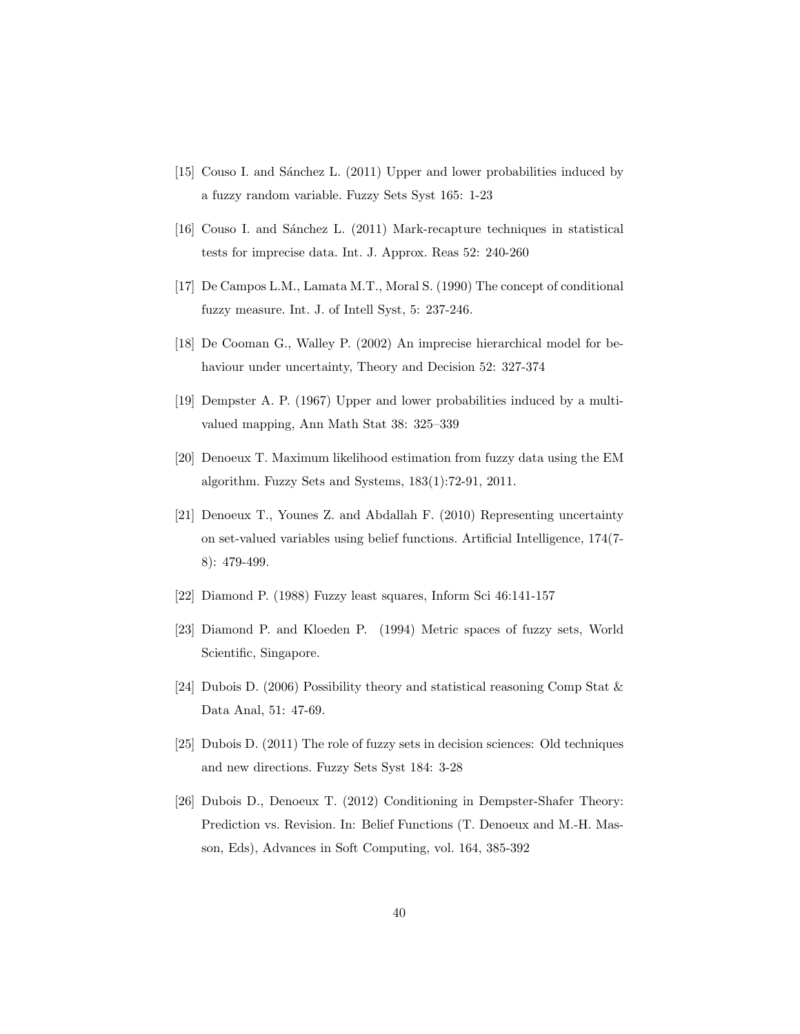[15] Couso I. and Sánchez L. (2011) Upper and lower probabilities induced by a fuzzy random variable. Fuzzy Sets Syst 165: 1-23

[16] Couso I. and Sánchez L. (2011) Mark-recapture techniques in statistical tests for imprecise data. Int. J. Approx. Reas 52: 240-260

[17] De Campos L.M., Lamata M.T., Moral S. (1990) The concept of conditional fuzzy measure. Int. J. of Intell Syst, 5: 237-246.

[18] De Cooman G., Walley P. (2002) An imprecise hierarchical model for behaviour under uncertainty, Theory and Decision 52: 327-374

[19] Dempster A. P. (1967) Upper and lower probabilities induced by a multivalued mapping, Ann Math Stat 38: 325–339

[20] Denoeux T. Maximum likelihood estimation from fuzzy data using the EM algorithm. Fuzzy Sets and Systems, 183(1):72-91, 2011.

[21] Denoeux T., Younes Z. and Abdallah F. (2010) Representing uncertainty on set-valued variables using belief functions. Artificial Intelligence, 174(7-8): 479-499.

[22] Diamond P. (1988) Fuzzy least squares, Inform Sci 46:141-157

[23] Diamond P. and Kloeden P. (1994) Metric spaces of fuzzy sets, World Scientific, Singapore.

[24] Dubois D. (2006) Possibility theory and statistical reasoning Comp Stat & Data Anal, 51: 47-69.

[25] Dubois D. (2011) The role of fuzzy sets in decision sciences: Old techniques and new directions. Fuzzy Sets Syst 184: 3-28

[26] Dubois D., Denoeux T. (2012) Conditioning in Dempster-Shafer Theory: Prediction vs. Revision. In: Belief Functions (T. Denoeux and M.-H. Masson, Eds), Advances in Soft Computing, vol. 164, 385-392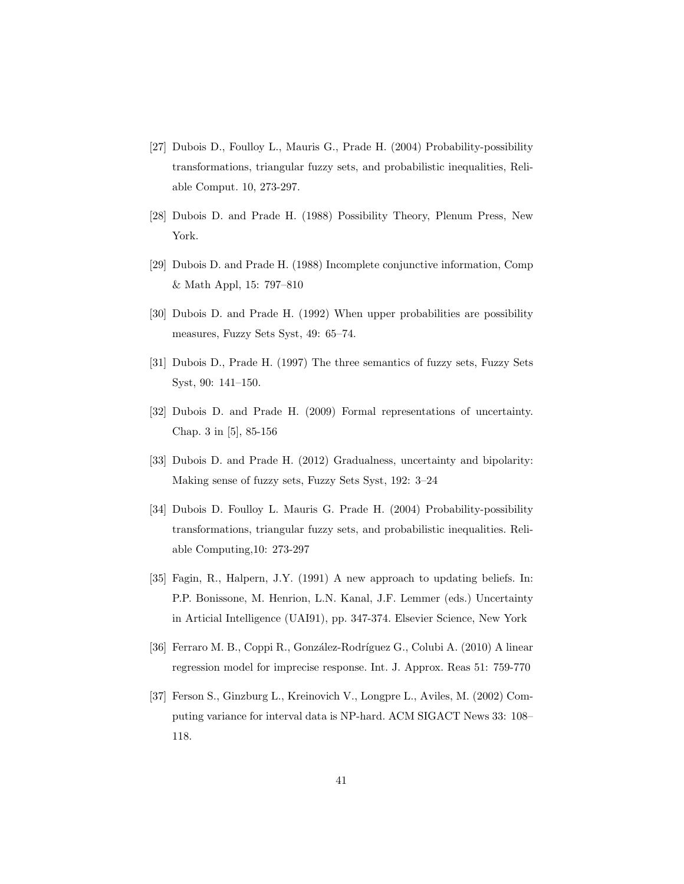[27] Dubois D., Foulloy L., Mauris G., Prade H. (2004) Probability-possibility transformations, triangular fuzzy sets, and probabilistic inequalities, Reliable Comput. 10, 273-297.

[28] Dubois D. and Prade H. (1988) Possibility Theory, Plenum Press, New York.

[29] Dubois D. and Prade H. (1988) Incomplete conjunctive information, Comp & Math Appl, 15: 797–810

[30] Dubois D. and Prade H. (1992) When upper probabilities are possibility measures, Fuzzy Sets Syst, 49: 65–74.

[31] Dubois D., Prade H. (1997) The three semantics of fuzzy sets, Fuzzy Sets Syst, 90: 141–150.

[32] Dubois D. and Prade H. (2009) Formal representations of uncertainty. Chap. 3 in [5], 85-156

[33] Dubois D. and Prade H. (2012) Gradualness, uncertainty and bipolarity: Making sense of fuzzy sets, Fuzzy Sets Syst, 192: 3–24

[34] Dubois D. Foulloy L. Mauris G. Prade H. (2004) Probability-possibility transformations, triangular fuzzy sets, and probabilistic inequalities. Reliable Computing,10: 273-297

[35] Fagin, R., Halpern, J.Y. (1991) A new approach to updating beliefs. In: P.P. Bonissone, M. Henrion, L.N. Kanal, J.F. Lemmer (eds.) Uncertainty in Articial Intelligence (UAI91), pp. 347-374. Elsevier Science, New York

[36] Ferraro M. B., Coppi R., González-Rodríguez G., Colubi A. (2010) A linear regression model for imprecise response. Int. J. Approx. Reas 51: 759-770

[37] Ferson S., Ginzburg L., Kreinovich V., Longpre L., Aviles, M. (2002) Computing variance for interval data is NP-hard. ACM SIGACT News 33: 108–118.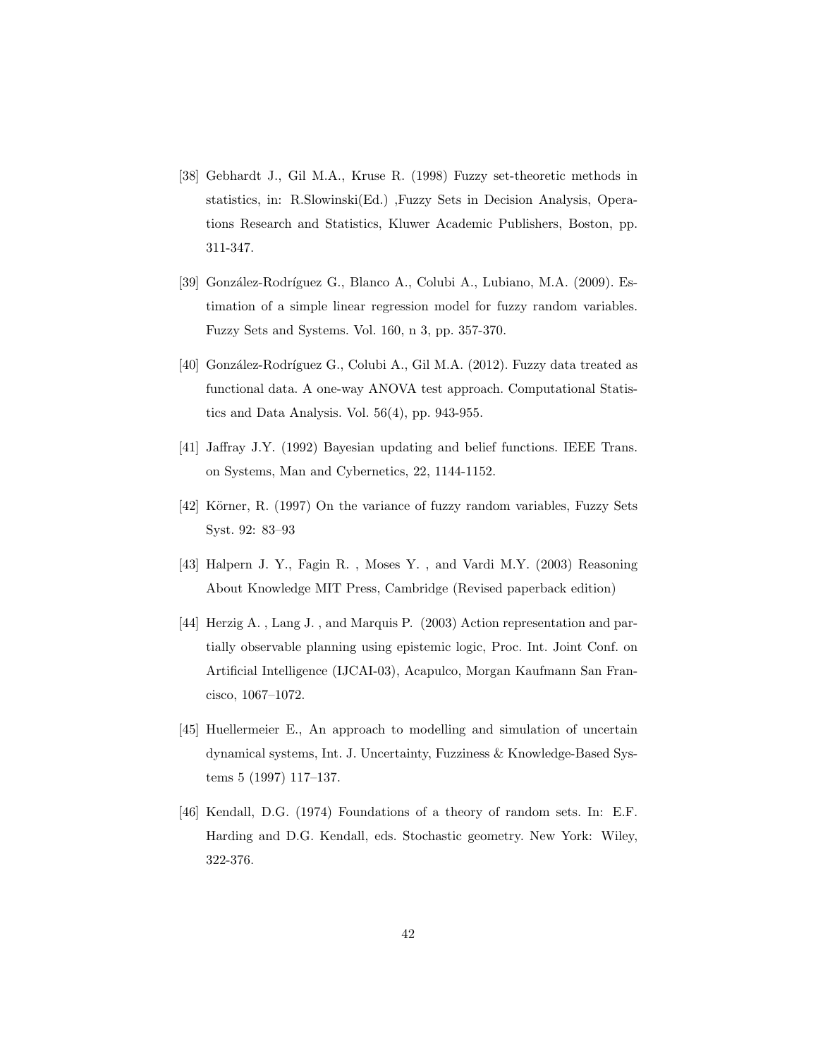[38] Gebhardt J., Gil M.A., Kruse R. (1998) Fuzzy set-theoretic methods in statistics, in: R.Slowinski(Ed.) ,Fuzzy Sets in Decision Analysis, Operations Research and Statistics, Kluwer Academic Publishers, Boston, pp. 311-347.

[39] González-Rodríguez G., Blanco A., Colubi A., Lubiano, M.A. (2009). Estimation of a simple linear regression model for fuzzy random variables. Fuzzy Sets and Systems. Vol. 160, n 3, pp. 357-370.

[40] González-Rodríguez G., Colubi A., Gil M.A. (2012). Fuzzy data treated as functional data. A one-way ANOVA test approach. Computational Statistics and Data Analysis. Vol. 56(4), pp. 943-955.

[41] Jaffray J.Y. (1992) Bayesian updating and belief functions. IEEE Trans. on Systems, Man and Cybernetics, 22, 1144-1152.

[42] Körner, R. (1997) On the variance of fuzzy random variables, Fuzzy Sets Syst. 92: 83–93

[43] Halpern J. Y., Fagin R. , Moses Y. , and Vardi M.Y. (2003) Reasoning About Knowledge MIT Press, Cambridge (Revised paperback edition)

[44] Herzig A. , Lang J. , and Marquis P. (2003) Action representation and partially observable planning using epistemic logic, Proc. Int. Joint Conf. on Artificial Intelligence (IJCAI-03), Acapulco, Morgan Kaufmann San Francisco, 1067–1072.

[45] Huellermeier E., An approach to modelling and simulation of uncertain dynamical systems, Int. J. Uncertainty, Fuzziness & Knowledge-Based Systems 5 (1997) 117–137.

[46] Kendall, D.G. (1974) Foundations of a theory of random sets. In: E.F. Harding and D.G. Kendall, eds. Stochastic geometry. New York: Wiley, 322-376.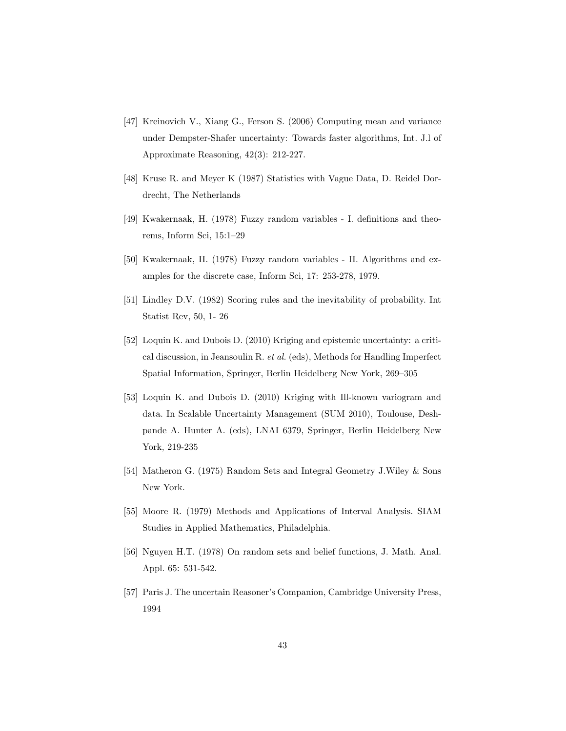[47] Kreinovich V., Xiang G., Ferson S. (2006) Computing mean and variance under Dempster-Shafer uncertainty: Towards faster algorithms, Int. J.l of Approximate Reasoning, 42(3): 212-227.

[48] Kruse R. and Meyer K (1987) Statistics with Vague Data, D. Reidel Dordrecht, The Netherlands

[49] Kwakernaak, H. (1978) Fuzzy random variables - I. definitions and theorems, Inform Sci, 15:1–29

[50] Kwakernaak, H. (1978) Fuzzy random variables - II. Algorithms and examples for the discrete case, Inform Sci, 17: 253-278, 1979.

[51] Lindley D.V. (1982) Scoring rules and the inevitability of probability. Int Statist Rev, 50, 1- 26

[52] Loquin K. and Dubois D. (2010) Kriging and epistemic uncertainty: a critical discussion, in Jeansoulin R. *et al.* (eds), Methods for Handling Imperfect Spatial Information, Springer, Berlin Heidelberg New York, 269–305

[53] Loquin K. and Dubois D. (2010) Kriging with Ill-known variogram and data. In Scalable Uncertainty Management (SUM 2010), Toulouse, Deshpande A. Hunter A. (eds), LNAI 6379, Springer, Berlin Heidelberg New York, 219-235

[54] Matheron G. (1975) Random Sets and Integral Geometry J.Wiley & Sons New York.

[55] Moore R. (1979) Methods and Applications of Interval Analysis. SIAM Studies in Applied Mathematics, Philadelphia.

[56] Nguyen H.T. (1978) On random sets and belief functions, J. Math. Anal. Appl. 65: 531-542.

[57] Paris J. The uncertain Reasoner's Companion, Cambridge University Press, 1994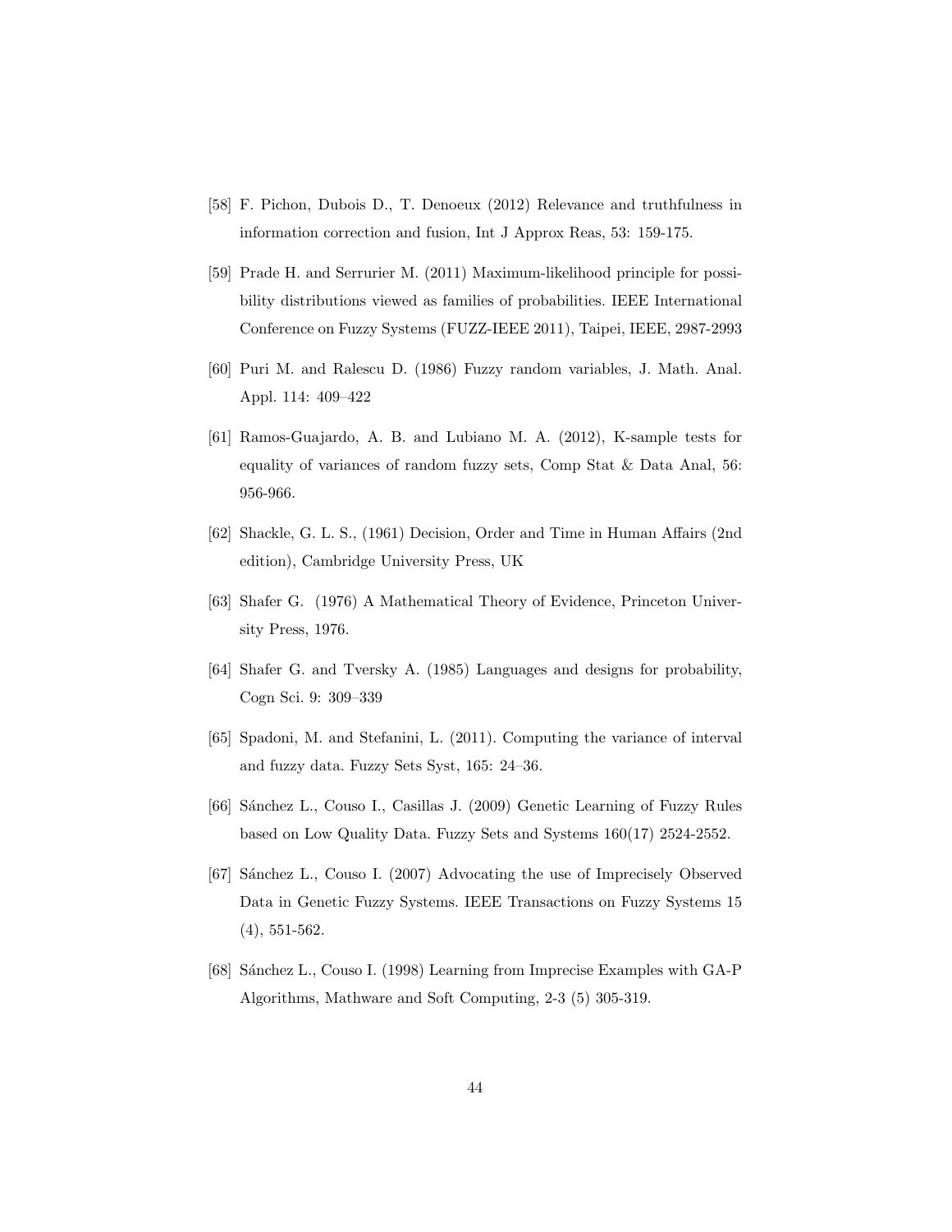[58] F. Pichon, Dubois D., T. Denoeux (2012) Relevance and truthfulness in information correction and fusion, Int J Approx Reas, 53: 159-175.

[59] Prade H. and Serrurier M. (2011) Maximum-likelihood principle for possibility distributions viewed as families of probabilities. IEEE International Conference on Fuzzy Systems (FUZZ-IEEE 2011), Taipei, IEEE, 2987-2993

[60] Puri M. and Ralescu D. (1986) Fuzzy random variables, J. Math. Anal. Appl. 114: 409–422

[61] Ramos-Guajardo, A. B. and Lubiano M. A. (2012), K-sample tests for equality of variances of random fuzzy sets, Comp Stat & Data Anal, 56: 956-966.

[62] Shackle, G. L. S., (1961) Decision, Order and Time in Human Affairs (2nd edition), Cambridge University Press, UK

[63] Shafer G. (1976) A Mathematical Theory of Evidence, Princeton University Press, 1976.

[64] Shafer G. and Tversky A. (1985) Languages and designs for probability, Cogn Sci. 9: 309–339

[65] Spadoni, M. and Stefanini, L. (2011). Computing the variance of interval and fuzzy data. Fuzzy Sets Syst, 165: 24–36.

[66] Sánchez L., Couso I., Casillas J. (2009) Genetic Learning of Fuzzy Rules based on Low Quality Data. Fuzzy Sets and Systems 160(17) 2524-2552.

[67] Sánchez L., Couso I. (2007) Advocating the use of Imprecisely Observed Data in Genetic Fuzzy Systems. IEEE Transactions on Fuzzy Systems 15 (4), 551-562.

[68] Sánchez L., Couso I. (1998) Learning from Imprecise Examples with GA-P Algorithms, Mathware and Soft Computing, 2-3 (5) 305-319.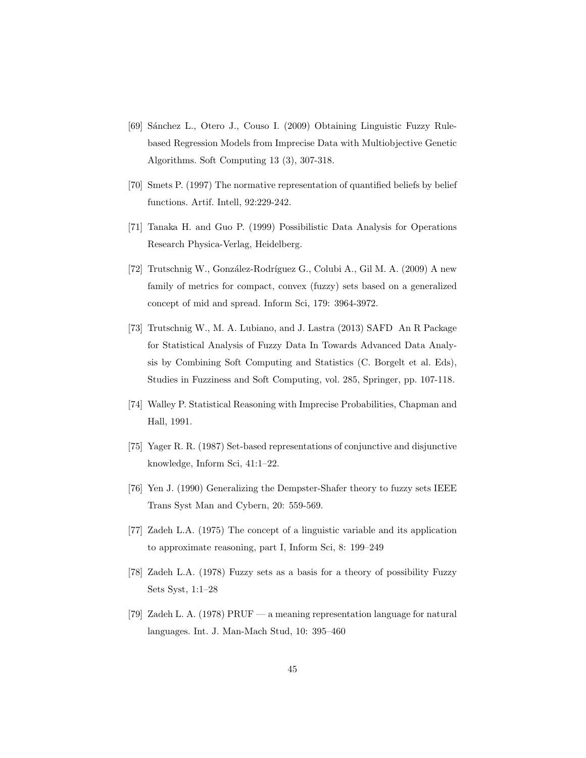[69] Sánchez L., Otero J., Couso I. (2009) Obtaining Linguistic Fuzzy Rule-based Regression Models from Imprecise Data with Multiobjective Genetic Algorithms. Soft Computing 13 (3), 307-318.

[70] Smets P. (1997) The normative representation of quantified beliefs by belief functions. Artif. Intell, 92:229-242.

[71] Tanaka H. and Guo P. (1999) Possibilistic Data Analysis for Operations Research Physica-Verlag, Heidelberg.

[72] Trutschnig W., González-Rodríguez G., Colubi A., Gil M. A. (2009) A new family of metrics for compact, convex (fuzzy) sets based on a generalized concept of mid and spread. Inform Sci, 179: 3964-3972.

[73] Trutschnig W., M. A. Lubiano, and J. Lastra (2013) SAFD An R Package for Statistical Analysis of Fuzzy Data In Towards Advanced Data Analysis by Combining Soft Computing and Statistics (C. Borgelt et al. Eds), Studies in Fuzziness and Soft Computing, vol. 285, Springer, pp. 107-118.

[74] Walley P. Statistical Reasoning with Imprecise Probabilities, Chapman and Hall, 1991.

[75] Yager R. R. (1987) Set-based representations of conjunctive and disjunctive knowledge, Inform Sci, 41:1–22.

[76] Yen J. (1990) Generalizing the Dempster-Shafer theory to fuzzy sets IEEE Trans Syst Man and Cybern, 20: 559-569.

[77] Zadeh L.A. (1975) The concept of a linguistic variable and its application to approximate reasoning, part I, Inform Sci, 8: 199–249

[78] Zadeh L.A. (1978) Fuzzy sets as a basis for a theory of possibility Fuzzy Sets Syst, 1:1–28

[79] Zadeh L. A. (1978) PRUF — a meaning representation language for natural languages. Int. J. Man-Mach Stud, 10: 395–460